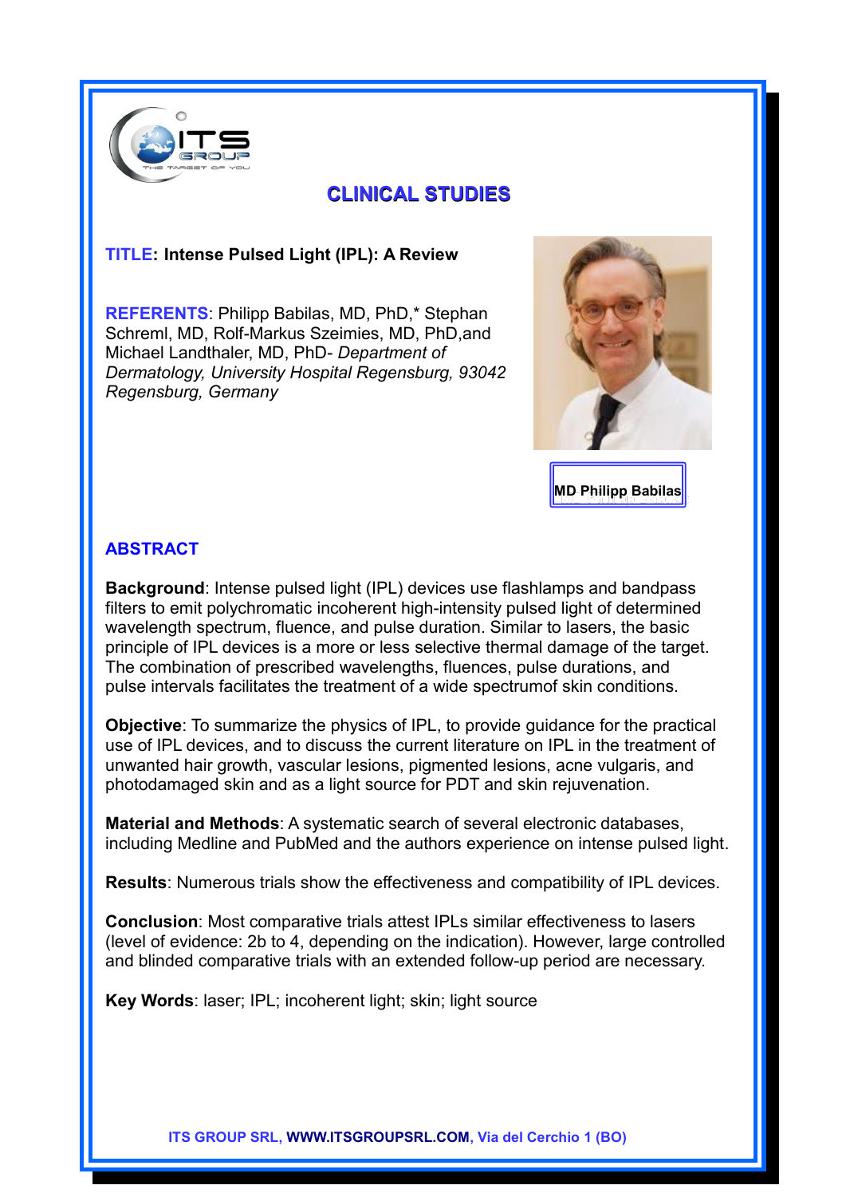# CLINICAL STUDIES

**TITLE: Intense Pulsed Light (IPL): A Review**

**REFERENTS**: Philipp Babilas, MD, PhD,* Stephan Schreml, MD, Rolf-Markus Szeimies, MD, PhD,and Michael Landthaler, MD, PhD- *Department of Dermatology, University Hospital Regensburg, 93042 Regensburg, Germany*

**MD Philipp Babilas**

## ABSTRACT

**Background**: Intense pulsed light (IPL) devices use flashlamps and bandpass filters to emit polychromatic incoherent high-intensity pulsed light of determined wavelength spectrum, fluence, and pulse duration. Similar to lasers, the basic principle of IPL devices is a more or less selective thermal damage of the target. The combination of prescribed wavelengths, fluences, pulse durations, and pulse intervals facilitates the treatment of a wide spectrumof skin conditions.

**Objective**: To summarize the physics of IPL, to provide guidance for the practical use of IPL devices, and to discuss the current literature on IPL in the treatment of unwanted hair growth, vascular lesions, pigmented lesions, acne vulgaris, and photodamaged skin and as a light source for PDT and skin rejuvenation.

**Material and Methods**: A systematic search of several electronic databases, including Medline and PubMed and the authors experience on intense pulsed light.

**Results**: Numerous trials show the effectiveness and compatibility of IPL devices.

**Conclusion**: Most comparative trials attest IPLs similar effectiveness to lasers (level of evidence: 2b to 4, depending on the indication). However, large controlled and blinded comparative trials with an extended follow-up period are necessary.

**Key Words**: laser; IPL; incoherent light; skin; light source

ITS GROUP SRL, **WWW.ITSGROUPSRL.COM**, Via del Cerchio 1 (BO)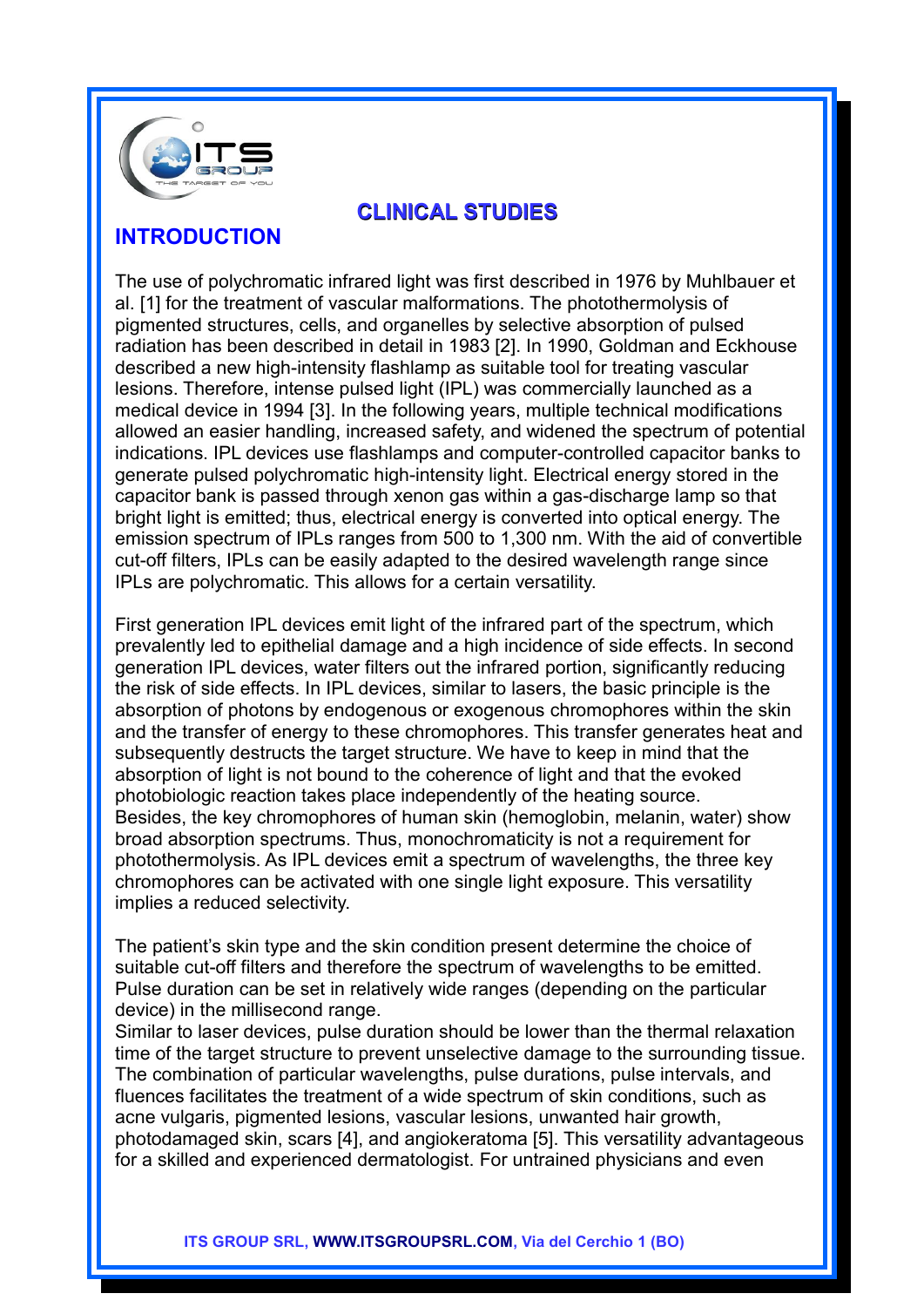## CLINICAL STUDIES

## INTRODUCTION

The use of polychromatic infrared light was first described in 1976 by Muhlbauer et al. [1] for the treatment of vascular malformations. The photothermolysis of pigmented structures, cells, and organelles by selective absorption of pulsed radiation has been described in detail in 1983 [2]. In 1990, Goldman and Eckhouse described a new high-intensity flashlamp as suitable tool for treating vascular lesions. Therefore, intense pulsed light (IPL) was commercially launched as a medical device in 1994 [3]. In the following years, multiple technical modifications allowed an easier handling, increased safety, and widened the spectrum of potential indications. IPL devices use flashlamps and computer-controlled capacitor banks to generate pulsed polychromatic high-intensity light. Electrical energy stored in the capacitor bank is passed through xenon gas within a gas-discharge lamp so that bright light is emitted; thus, electrical energy is converted into optical energy. The emission spectrum of IPLs ranges from 500 to 1,300 nm. With the aid of convertible cut-off filters, IPLs can be easily adapted to the desired wavelength range since IPLs are polychromatic. This allows for a certain versatility.

First generation IPL devices emit light of the infrared part of the spectrum, which prevalently led to epithelial damage and a high incidence of side effects. In second generation IPL devices, water filters out the infrared portion, significantly reducing the risk of side effects. In IPL devices, similar to lasers, the basic principle is the absorption of photons by endogenous or exogenous chromophores within the skin and the transfer of energy to these chromophores. This transfer generates heat and subsequently destructs the target structure. We have to keep in mind that the absorption of light is not bound to the coherence of light and that the evoked photobiologic reaction takes place independently of the heating source.
Besides, the key chromophores of human skin (hemoglobin, melanin, water) show broad absorption spectrums. Thus, monochromaticity is not a requirement for photothermolysis. As IPL devices emit a spectrum of wavelengths, the three key chromophores can be activated with one single light exposure. This versatility implies a reduced selectivity.

The patient's skin type and the skin condition present determine the choice of suitable cut-off filters and therefore the spectrum of wavelengths to be emitted. Pulse duration can be set in relatively wide ranges (depending on the particular device) in the millisecond range.
Similar to laser devices, pulse duration should be lower than the thermal relaxation time of the target structure to prevent unselective damage to the surrounding tissue. The combination of particular wavelengths, pulse durations, pulse intervals, and fluences facilitates the treatment of a wide spectrum of skin conditions, such as acne vulgaris, pigmented lesions, vascular lesions, unwanted hair growth, photodamaged skin, scars [4], and angiokeratoma [5]. This versatility advantageous for a skilled and experienced dermatologist. For untrained physicians and even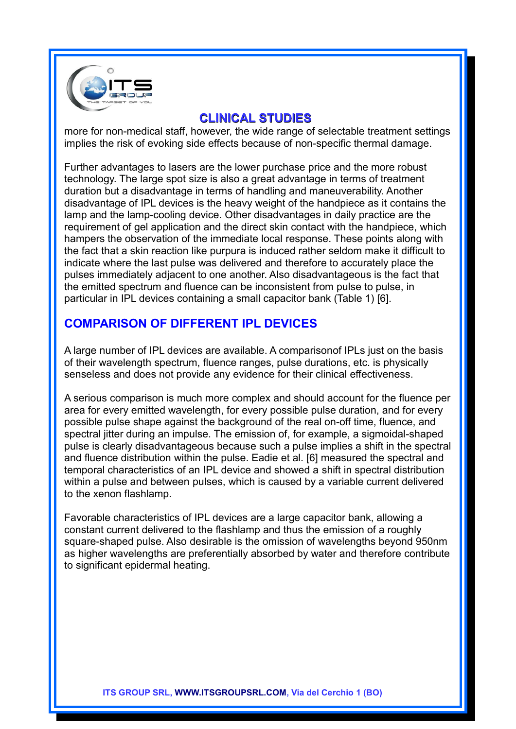more for non-medical staff, however, the wide range of selectable treatment settings implies the risk of evoking side effects because of non-specific thermal damage.

Further advantages to lasers are the lower purchase price and the more robust technology. The large spot size is also a great advantage in terms of treatment duration but a disadvantage in terms of handling and maneuverability. Another disadvantage of IPL devices is the heavy weight of the handpiece as it contains the lamp and the lamp-cooling device. Other disadvantages in daily practice are the requirement of gel application and the direct skin contact with the handpiece, which hampers the observation of the immediate local response. These points along with the fact that a skin reaction like purpura is induced rather seldom make it difficult to indicate where the last pulse was delivered and therefore to accurately place the pulses immediately adjacent to one another. Also disadvantageous is the fact that the emitted spectrum and fluence can be inconsistent from pulse to pulse, in particular in IPL devices containing a small capacitor bank (Table 1) [6].

## COMPARISON OF DIFFERENT IPL DEVICES

A large number of IPL devices are available. A comparisonof IPLs just on the basis of their wavelength spectrum, fluence ranges, pulse durations, etc. is physically senseless and does not provide any evidence for their clinical effectiveness.

A serious comparison is much more complex and should account for the fluence per area for every emitted wavelength, for every possible pulse duration, and for every possible pulse shape against the background of the real on-off time, fluence, and spectral jitter during an impulse. The emission of, for example, a sigmoidal-shaped pulse is clearly disadvantageous because such a pulse implies a shift in the spectral and fluence distribution within the pulse. Eadie et al. [6] measured the spectral and temporal characteristics of an IPL device and showed a shift in spectral distribution within a pulse and between pulses, which is caused by a variable current delivered to the xenon flashlamp.

Favorable characteristics of IPL devices are a large capacitor bank, allowing a constant current delivered to the flashlamp and thus the emission of a roughly square-shaped pulse. Also desirable is the omission of wavelengths beyond 950nm as higher wavelengths are preferentially absorbed by water and therefore contribute to significant epidermal heating.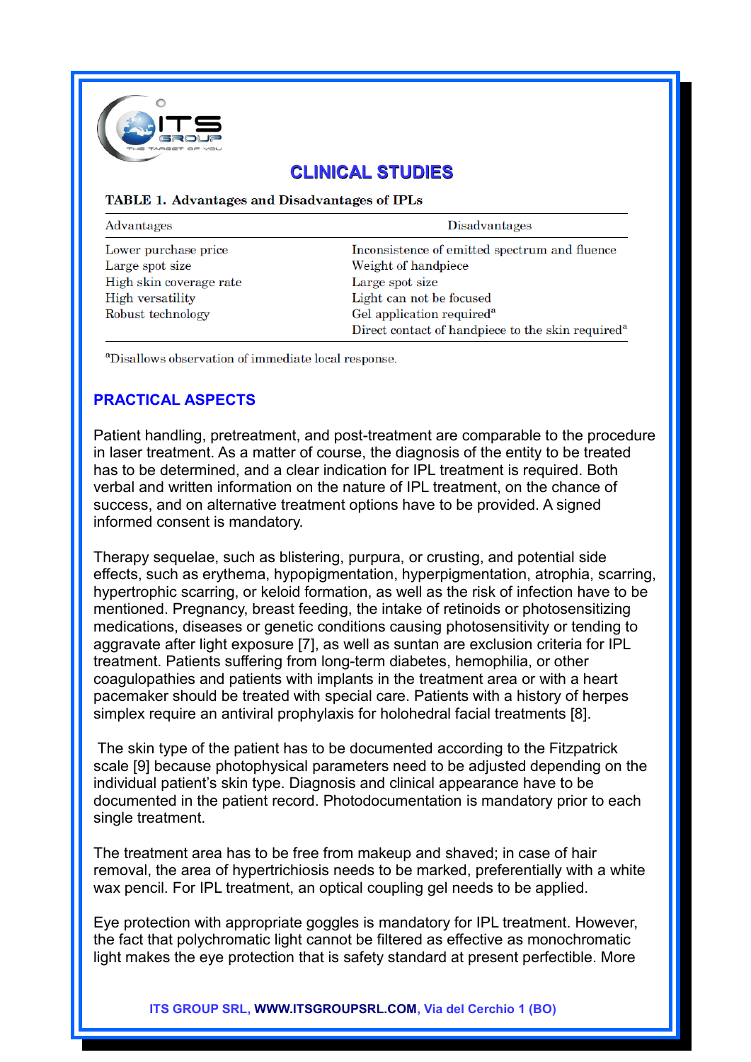## CLINICAL STUDIES

**TABLE 1. Advantages and Disadvantages of IPLs**

| Advantages | Disadvantages |
|---|---|
| Lower purchase price | Inconsistence of emitted spectrum and fluence |
| Large spot size | Weight of handpiece |
| High skin coverage rate | Large spot size |
| High versatility | Light can not be focused |
| Robust technology | Gel application required[a] |
| | Direct contact of handpiece to the skin required[a] |

[a]Disallows observation of immediate local response.

### PRACTICAL ASPECTS

Patient handling, pretreatment, and post-treatment are comparable to the procedure in laser treatment. As a matter of course, the diagnosis of the entity to be treated has to be determined, and a clear indication for IPL treatment is required. Both verbal and written information on the nature of IPL treatment, on the chance of success, and on alternative treatment options have to be provided. A signed informed consent is mandatory.

Therapy sequelae, such as blistering, purpura, or crusting, and potential side effects, such as erythema, hypopigmentation, hyperpigmentation, atrophia, scarring, hypertrophic scarring, or keloid formation, as well as the risk of infection have to be mentioned. Pregnancy, breast feeding, the intake of retinoids or photosensitizing medications, diseases or genetic conditions causing photosensitivity or tending to aggravate after light exposure [7], as well as suntan are exclusion criteria for IPL treatment. Patients suffering from long-term diabetes, hemophilia, or other coagulopathies and patients with implants in the treatment area or with a heart pacemaker should be treated with special care. Patients with a history of herpes simplex require an antiviral prophylaxis for holohedral facial treatments [8].

The skin type of the patient has to be documented according to the Fitzpatrick scale [9] because photophysical parameters need to be adjusted depending on the individual patient's skin type. Diagnosis and clinical appearance have to be documented in the patient record. Photodocumentation is mandatory prior to each single treatment.

The treatment area has to be free from makeup and shaved; in case of hair removal, the area of hypertrichiosis needs to be marked, preferentially with a white wax pencil. For IPL treatment, an optical coupling gel needs to be applied.

Eye protection with appropriate goggles is mandatory for IPL treatment. However, the fact that polychromatic light cannot be filtered as effective as monochromatic light makes the eye protection that is safety standard at present perfectible. More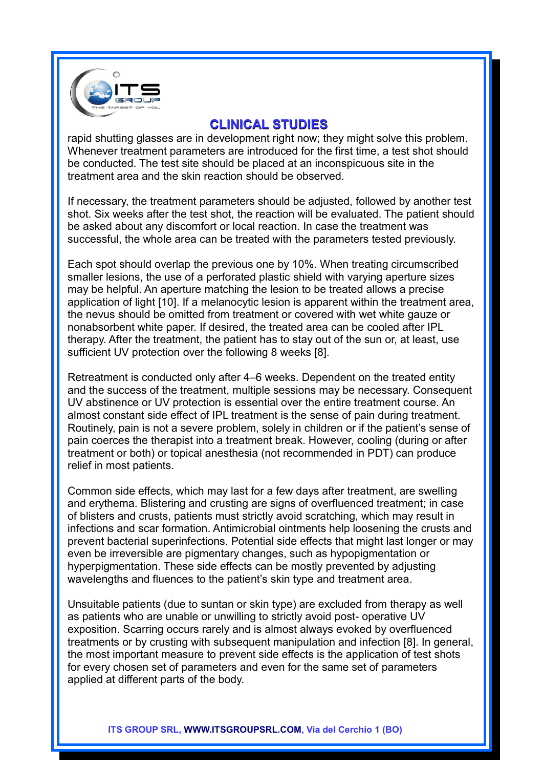rapid shutting glasses are in development right now; they might solve this problem. Whenever treatment parameters are introduced for the first time, a test shot should be conducted. The test site should be placed at an inconspicuous site in the treatment area and the skin reaction should be observed.

If necessary, the treatment parameters should be adjusted, followed by another test shot. Six weeks after the test shot, the reaction will be evaluated. The patient should be asked about any discomfort or local reaction. In case the treatment was successful, the whole area can be treated with the parameters tested previously.

Each spot should overlap the previous one by 10%. When treating circumscribed smaller lesions, the use of a perforated plastic shield with varying aperture sizes may be helpful. An aperture matching the lesion to be treated allows a precise application of light [10]. If a melanocytic lesion is apparent within the treatment area, the nevus should be omitted from treatment or covered with wet white gauze or nonabsorbent white paper. If desired, the treated area can be cooled after IPL therapy. After the treatment, the patient has to stay out of the sun or, at least, use sufficient UV protection over the following 8 weeks [8].

Retreatment is conducted only after 4–6 weeks. Dependent on the treated entity and the success of the treatment, multiple sessions may be necessary. Consequent UV abstinence or UV protection is essential over the entire treatment course. An almost constant side effect of IPL treatment is the sense of pain during treatment. Routinely, pain is not a severe problem, solely in children or if the patient's sense of pain coerces the therapist into a treatment break. However, cooling (during or after treatment or both) or topical anesthesia (not recommended in PDT) can produce relief in most patients.

Common side effects, which may last for a few days after treatment, are swelling and erythema. Blistering and crusting are signs of overfluenced treatment; in case of blisters and crusts, patients must strictly avoid scratching, which may result in infections and scar formation. Antimicrobial ointments help loosening the crusts and prevent bacterial superinfections. Potential side effects that might last longer or may even be irreversible are pigmentary changes, such as hypopigmentation or hyperpigmentation. These side effects can be mostly prevented by adjusting wavelengths and fluences to the patient's skin type and treatment area.

Unsuitable patients (due to suntan or skin type) are excluded from therapy as well as patients who are unable or unwilling to strictly avoid post- operative UV exposition. Scarring occurs rarely and is almost always evoked by overfluenced treatments or by crusting with subsequent manipulation and infection [8]. In general, the most important measure to prevent side effects is the application of test shots for every chosen set of parameters and even for the same set of parameters applied at different parts of the body.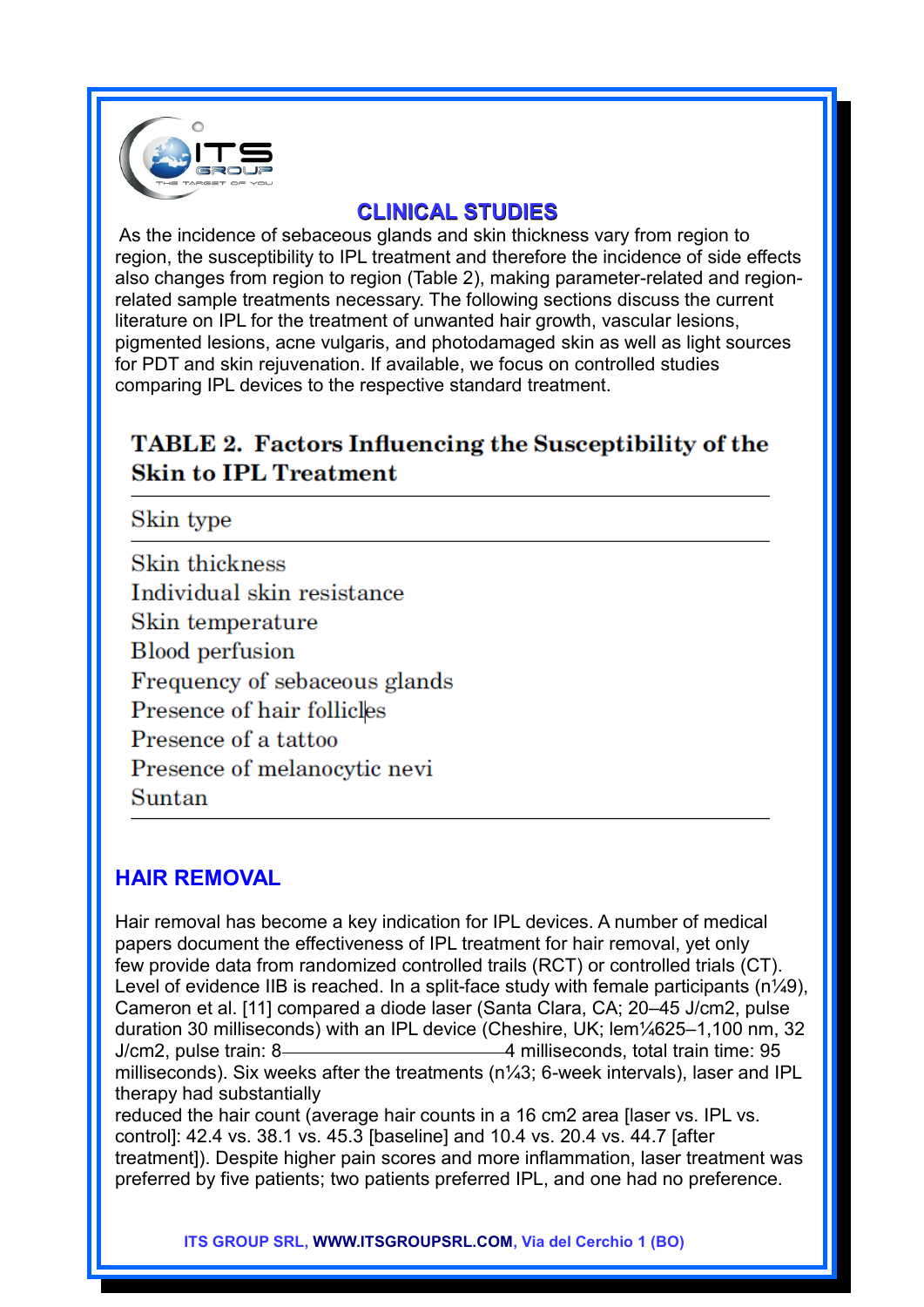## CLINICAL STUDIES

As the incidence of sebaceous glands and skin thickness vary from region to region, the susceptibility to IPL treatment and therefore the incidence of side effects also changes from region to region (Table 2), making parameter-related and region-related sample treatments necessary. The following sections discuss the current literature on IPL for the treatment of unwanted hair growth, vascular lesions, pigmented lesions, acne vulgaris, and photodamaged skin as well as light sources for PDT and skin rejuvenation. If available, we focus on controlled studies comparing IPL devices to the respective standard treatment.

**TABLE 2. Factors Influencing the Susceptibility of the Skin to IPL Treatment**

| Skin type |
|---|
| Skin thickness |
| Individual skin resistance |
| Skin temperature |
| Blood perfusion |
| Frequency of sebaceous glands |
| Presence of hair follicles |
| Presence of a tattoo |
| Presence of melanocytic nevi |
| Suntan |

## HAIR REMOVAL

Hair removal has become a key indication for IPL devices. A number of medical papers document the effectiveness of IPL treatment for hair removal, yet only few provide data from randomized controlled trails (RCT) or controlled trials (CT). Level of evidence IIB is reached. In a split-face study with female participants (n¼9), Cameron et al. [11] compared a diode laser (Santa Clara, CA; 20–45 J/cm2, pulse duration 30 milliseconds) with an IPL device (Cheshire, UK; lem¼625–1,100 nm, 32 J/cm2, pulse train: 8——————————4 milliseconds, total train time: 95 milliseconds). Six weeks after the treatments (n¼3; 6-week intervals), laser and IPL therapy had substantially reduced the hair count (average hair counts in a 16 cm2 area [laser vs. IPL vs. control]: 42.4 vs. 38.1 vs. 45.3 [baseline] and 10.4 vs. 20.4 vs. 44.7 [after treatment]). Despite higher pain scores and more inflammation, laser treatment was preferred by five patients; two patients preferred IPL, and one had no preference.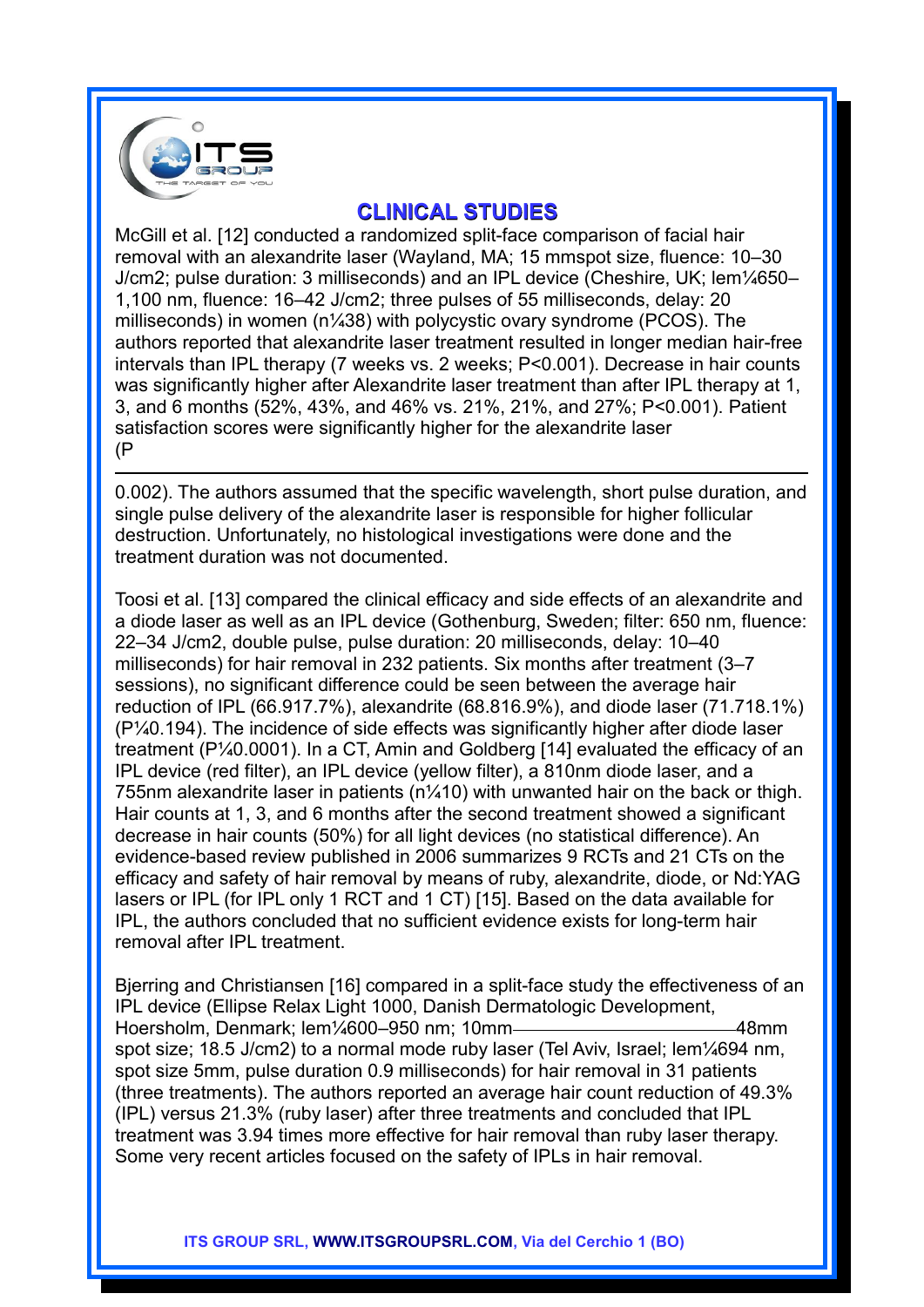## CLINICAL STUDIES

McGill et al. [12] conducted a randomized split-face comparison of facial hair removal with an alexandrite laser (Wayland, MA; 15 mmspot size, fluence: 10–30 J/cm2; pulse duration: 3 milliseconds) and an IPL device (Cheshire, UK; lem¼650–1,100 nm, fluence: 16–42 J/cm2; three pulses of 55 milliseconds, delay: 20 milliseconds) in women (n¼38) with polycystic ovary syndrome (PCOS). The authors reported that alexandrite laser treatment resulted in longer median hair-free intervals than IPL therapy (7 weeks vs. 2 weeks; $P<0.001$). Decrease in hair counts was significantly higher after Alexandrite laser treatment than after IPL therapy at 1, 3, and 6 months (52%, 43%, and 46% vs. 21%, 21%, and 27%; $P<0.001$). Patient satisfaction scores were significantly higher for the alexandrite laser (P

---

0.002). The authors assumed that the specific wavelength, short pulse duration, and single pulse delivery of the alexandrite laser is responsible for higher follicular destruction. Unfortunately, no histological investigations were done and the treatment duration was not documented.

Toosi et al. [13] compared the clinical efficacy and side effects of an alexandrite and a diode laser as well as an IPL device (Gothenburg, Sweden; filter: 650 nm, fluence: 22–34 J/cm2, double pulse, pulse duration: 20 milliseconds, delay: 10–40 milliseconds) for hair removal in 232 patients. Six months after treatment (3–7 sessions), no significant difference could be seen between the average hair reduction of IPL (66.917.7%), alexandrite (68.816.9%), and diode laser (71.718.1%) (P¼0.194). The incidence of side effects was significantly higher after diode laser treatment (P¼0.0001). In a CT, Amin and Goldberg [14] evaluated the efficacy of an IPL device (red filter), an IPL device (yellow filter), a 810nm diode laser, and a 755nm alexandrite laser in patients (n¼10) with unwanted hair on the back or thigh. Hair counts at 1, 3, and 6 months after the second treatment showed a significant decrease in hair counts (50%) for all light devices (no statistical difference). An evidence-based review published in 2006 summarizes 9 RCTs and 21 CTs on the efficacy and safety of hair removal by means of ruby, alexandrite, diode, or Nd:YAG lasers or IPL (for IPL only 1 RCT and 1 CT) [15]. Based on the data available for IPL, the authors concluded that no sufficient evidence exists for long-term hair removal after IPL treatment.

Bjerring and Christiansen [16] compared in a split-face study the effectiveness of an IPL device (Ellipse Relax Light 1000, Danish Dermatologic Development, Hoersholm, Denmark; lem¼600–950 nm; 10mm————————48mm spot size; 18.5 J/cm2) to a normal mode ruby laser (Tel Aviv, Israel; lem¼694 nm, spot size 5mm, pulse duration 0.9 milliseconds) for hair removal in 31 patients (three treatments). The authors reported an average hair count reduction of 49.3% (IPL) versus 21.3% (ruby laser) after three treatments and concluded that IPL treatment was 3.94 times more effective for hair removal than ruby laser therapy. Some very recent articles focused on the safety of IPLs in hair removal.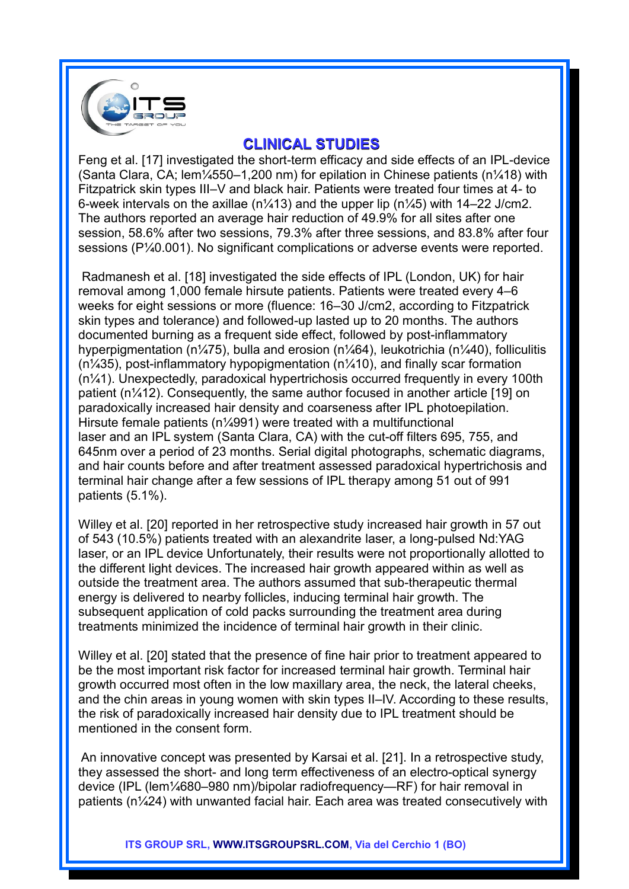## CLINICAL STUDIES

Feng et al. [17] investigated the short-term efficacy and side effects of an IPL-device (Santa Clara, CA; lem¼550–1,200 nm) for epilation in Chinese patients (n¼18) with Fitzpatrick skin types III–V and black hair. Patients were treated four times at 4- to 6-week intervals on the axillae (n¼13) and the upper lip (n¼5) with 14–22 J/cm2. The authors reported an average hair reduction of 49.9% for all sites after one session, 58.6% after two sessions, 79.3% after three sessions, and 83.8% after four sessions (P¼0.001). No significant complications or adverse events were reported.

Radmanesh et al. [18] investigated the side effects of IPL (London, UK) for hair removal among 1,000 female hirsute patients. Patients were treated every 4–6 weeks for eight sessions or more (fluence: 16–30 J/cm2, according to Fitzpatrick skin types and tolerance) and followed-up lasted up to 20 months. The authors documented burning as a frequent side effect, followed by post-inflammatory hyperpigmentation (n¼75), bulla and erosion (n¼64), leukotrichia (n¼40), folliculitis (n¼35), post-inflammatory hypopigmentation (n¼10), and finally scar formation (n¼1). Unexpectedly, paradoxical hypertrichosis occurred frequently in every 100th patient (n¼12). Consequently, the same author focused in another article [19] on paradoxically increased hair density and coarseness after IPL photoepilation. Hirsute female patients (n¼991) were treated with a multifunctional laser and an IPL system (Santa Clara, CA) with the cut-off filters 695, 755, and 645nm over a period of 23 months. Serial digital photographs, schematic diagrams, and hair counts before and after treatment assessed paradoxical hypertrichosis and terminal hair change after a few sessions of IPL therapy among 51 out of 991 patients (5.1%).

Willey et al. [20] reported in her retrospective study increased hair growth in 57 out of 543 (10.5%) patients treated with an alexandrite laser, a long-pulsed Nd:YAG laser, or an IPL device Unfortunately, their results were not proportionally allotted to the different light devices. The increased hair growth appeared within as well as outside the treatment area. The authors assumed that sub-therapeutic thermal energy is delivered to nearby follicles, inducing terminal hair growth. The subsequent application of cold packs surrounding the treatment area during treatments minimized the incidence of terminal hair growth in their clinic.

Willey et al. [20] stated that the presence of fine hair prior to treatment appeared to be the most important risk factor for increased terminal hair growth. Terminal hair growth occurred most often in the low maxillary area, the neck, the lateral cheeks, and the chin areas in young women with skin types II–IV. According to these results, the risk of paradoxically increased hair density due to IPL treatment should be mentioned in the consent form.

An innovative concept was presented by Karsai et al. [21]. In a retrospective study, they assessed the short- and long term effectiveness of an electro-optical synergy device (IPL (lem¼680–980 nm)/bipolar radiofrequency—RF) for hair removal in patients (n¼24) with unwanted facial hair. Each area was treated consecutively with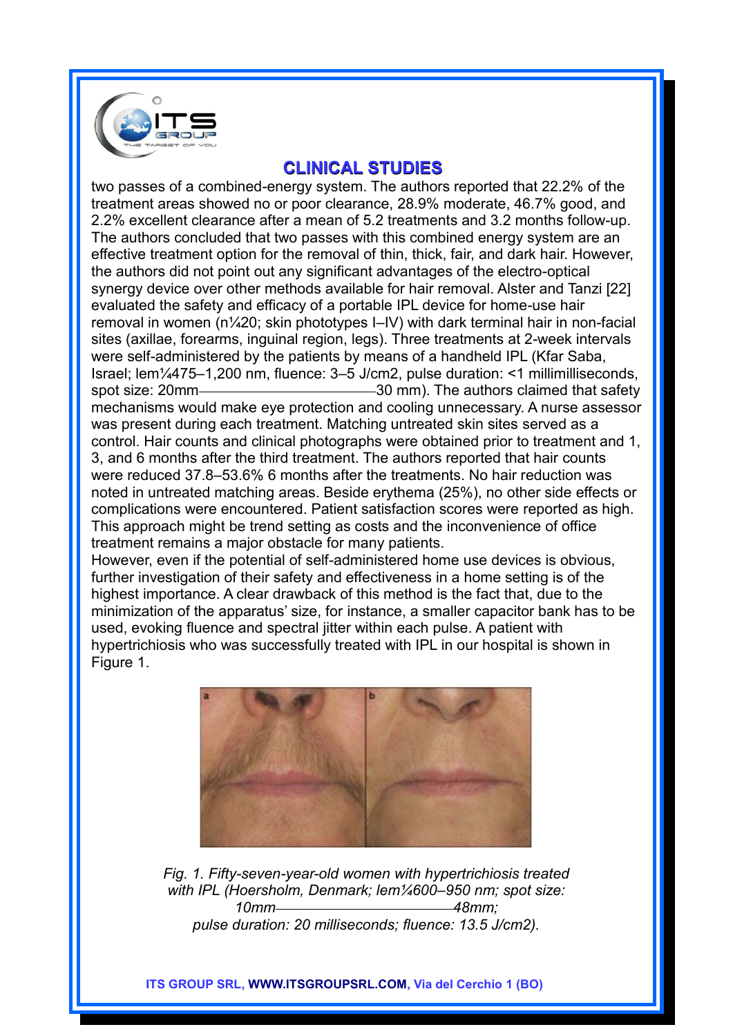## CLINICAL STUDIES

two passes of a combined-energy system. The authors reported that 22.2% of the treatment areas showed no or poor clearance, 28.9% moderate, 46.7% good, and 2.2% excellent clearance after a mean of 5.2 treatments and 3.2 months follow-up. The authors concluded that two passes with this combined energy system are an effective treatment option for the removal of thin, thick, fair, and dark hair. However, the authors did not point out any significant advantages of the electro-optical synergy device over other methods available for hair removal. Alster and Tanzi [22] evaluated the safety and efficacy of a portable IPL device for home-use hair removal in women (n¼20; skin phototypes I–IV) with dark terminal hair in non-facial sites (axillae, forearms, inguinal region, legs). Three treatments at 2-week intervals were self-administered by the patients by means of a handheld IPL (Kfar Saba, Israel; lem¼475–1,200 nm, fluence: 3–5 J/cm2, pulse duration: <1 millimilliseconds, spot size: 20mm——————————30 mm). The authors claimed that safety mechanisms would make eye protection and cooling unnecessary. A nurse assessor was present during each treatment. Matching untreated skin sites served as a control. Hair counts and clinical photographs were obtained prior to treatment and 1, 3, and 6 months after the third treatment. The authors reported that hair counts were reduced 37.8–53.6% 6 months after the treatments. No hair reduction was noted in untreated matching areas. Beside erythema (25%), no other side effects or complications were encountered. Patient satisfaction scores were reported as high. This approach might be trend setting as costs and the inconvenience of office treatment remains a major obstacle for many patients.

However, even if the potential of self-administered home use devices is obvious, further investigation of their safety and effectiveness in a home setting is of the highest importance. A clear drawback of this method is the fact that, due to the minimization of the apparatus' size, for instance, a smaller capacitor bank has to be used, evoking fluence and spectral jitter within each pulse. A patient with hypertrichiosis who was successfully treated with IPL in our hospital is shown in Figure 1.

*Fig. 1. Fifty-seven-year-old women with hypertrichiosis treated with IPL (Hoersholm, Denmark; lem¼600–950 nm; spot size: 10mm——————————48mm; pulse duration: 20 milliseconds; fluence: 13.5 J/cm2).*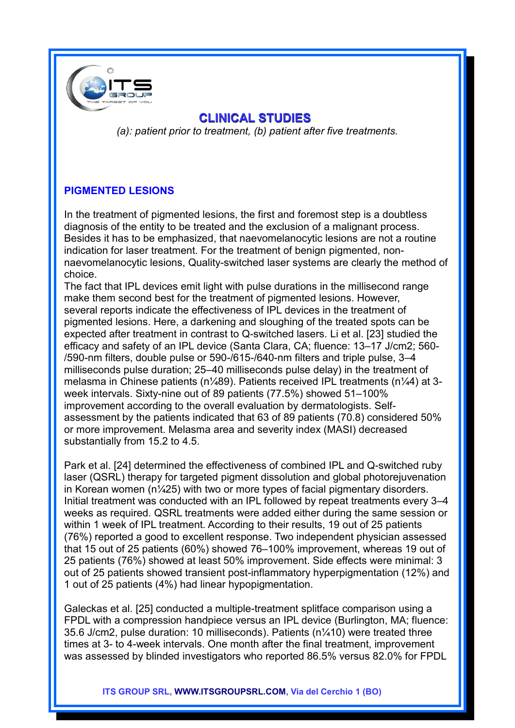## CLINICAL STUDIES

*(a): patient prior to treatment, (b) patient after five treatments.*

**PIGMENTED LESIONS**

In the treatment of pigmented lesions, the first and foremost step is a doubtless diagnosis of the entity to be treated and the exclusion of a malignant process. Besides it has to be emphasized, that naevomelanocytic lesions are not a routine indication for laser treatment. For the treatment of benign pigmented, non-naevomelanocytic lesions, Quality-switched laser systems are clearly the method of choice.
The fact that IPL devices emit light with pulse durations in the millisecond range make them second best for the treatment of pigmented lesions. However, several reports indicate the effectiveness of IPL devices in the treatment of pigmented lesions. Here, a darkening and sloughing of the treated spots can be expected after treatment in contrast to Q-switched lasers. Li et al. [23] studied the efficacy and safety of an IPL device (Santa Clara, CA; fluence: 13–17 J/cm2; 560-/590-nm filters, double pulse or 590-/615-/640-nm filters and triple pulse, 3–4 milliseconds pulse duration; 25–40 milliseconds pulse delay) in the treatment of melasma in Chinese patients (n¼89). Patients received IPL treatments (n¼4) at 3-week intervals. Sixty-nine out of 89 patients (77.5%) showed 51–100% improvement according to the overall evaluation by dermatologists. Self-assessment by the patients indicated that 63 of 89 patients (70.8) considered 50% or more improvement. Melasma area and severity index (MASI) decreased substantially from 15.2 to 4.5.

Park et al. [24] determined the effectiveness of combined IPL and Q-switched ruby laser (QSRL) therapy for targeted pigment dissolution and global photorejuvenation in Korean women (n¼25) with two or more types of facial pigmentary disorders. Initial treatment was conducted with an IPL followed by repeat treatments every 3–4 weeks as required. QSRL treatments were added either during the same session or within 1 week of IPL treatment. According to their results, 19 out of 25 patients (76%) reported a good to excellent response. Two independent physician assessed that 15 out of 25 patients (60%) showed 76–100% improvement, whereas 19 out of 25 patients (76%) showed at least 50% improvement. Side effects were minimal: 3 out of 25 patients showed transient post-inflammatory hyperpigmentation (12%) and 1 out of 25 patients (4%) had linear hypopigmentation.

Galeckas et al. [25] conducted a multiple-treatment splitface comparison using a FPDL with a compression handpiece versus an IPL device (Burlington, MA; fluence: 35.6 J/cm2, pulse duration: 10 milliseconds). Patients (n¼10) were treated three times at 3- to 4-week intervals. One month after the final treatment, improvement was assessed by blinded investigators who reported 86.5% versus 82.0% for FPDL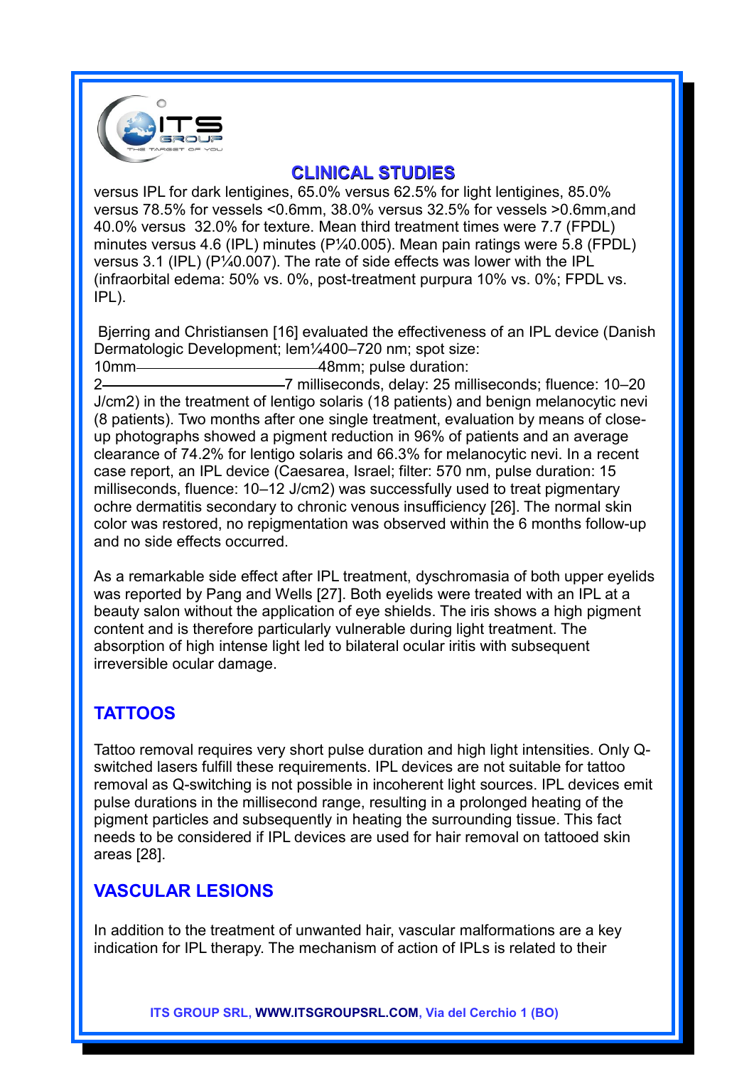## CLINICAL STUDIES

versus IPL for dark lentigines, 65.0% versus 62.5% for light lentigines, 85.0% versus 78.5% for vessels <0.6mm, 38.0% versus 32.5% for vessels >0.6mm,and 40.0% versus 32.0% for texture. Mean third treatment times were 7.7 (FPDL) minutes versus 4.6 (IPL) minutes (P¼0.005). Mean pain ratings were 5.8 (FPDL) versus 3.1 (IPL) (P¼0.007). The rate of side effects was lower with the IPL (infraorbital edema: 50% vs. 0%, post-treatment purpura 10% vs. 0%; FPDL vs. IPL).

Bjerring and Christiansen [16] evaluated the effectiveness of an IPL device (Danish Dermatologic Development; lem¼400–720 nm; spot size: 10mm——————————48mm; pulse duration: 2——————————7 milliseconds, delay: 25 milliseconds; fluence: 10–20 J/cm2) in the treatment of lentigo solaris (18 patients) and benign melanocytic nevi (8 patients). Two months after one single treatment, evaluation by means of close-up photographs showed a pigment reduction in 96% of patients and an average clearance of 74.2% for lentigo solaris and 66.3% for melanocytic nevi. In a recent case report, an IPL device (Caesarea, Israel; filter: 570 nm, pulse duration: 15 milliseconds, fluence: 10–12 J/cm2) was successfully used to treat pigmentary ochre dermatitis secondary to chronic venous insufficiency [26]. The normal skin color was restored, no repigmentation was observed within the 6 months follow-up and no side effects occurred.

As a remarkable side effect after IPL treatment, dyschromasia of both upper eyelids was reported by Pang and Wells [27]. Both eyelids were treated with an IPL at a beauty salon without the application of eye shields. The iris shows a high pigment content and is therefore particularly vulnerable during light treatment. The absorption of high intense light led to bilateral ocular iritis with subsequent irreversible ocular damage.

## TATTOOS

Tattoo removal requires very short pulse duration and high light intensities. Only Q-switched lasers fulfill these requirements. IPL devices are not suitable for tattoo removal as Q-switching is not possible in incoherent light sources. IPL devices emit pulse durations in the millisecond range, resulting in a prolonged heating of the pigment particles and subsequently in heating the surrounding tissue. This fact needs to be considered if IPL devices are used for hair removal on tattooed skin areas [28].

## VASCULAR LESIONS

In addition to the treatment of unwanted hair, vascular malformations are a key indication for IPL therapy. The mechanism of action of IPLs is related to their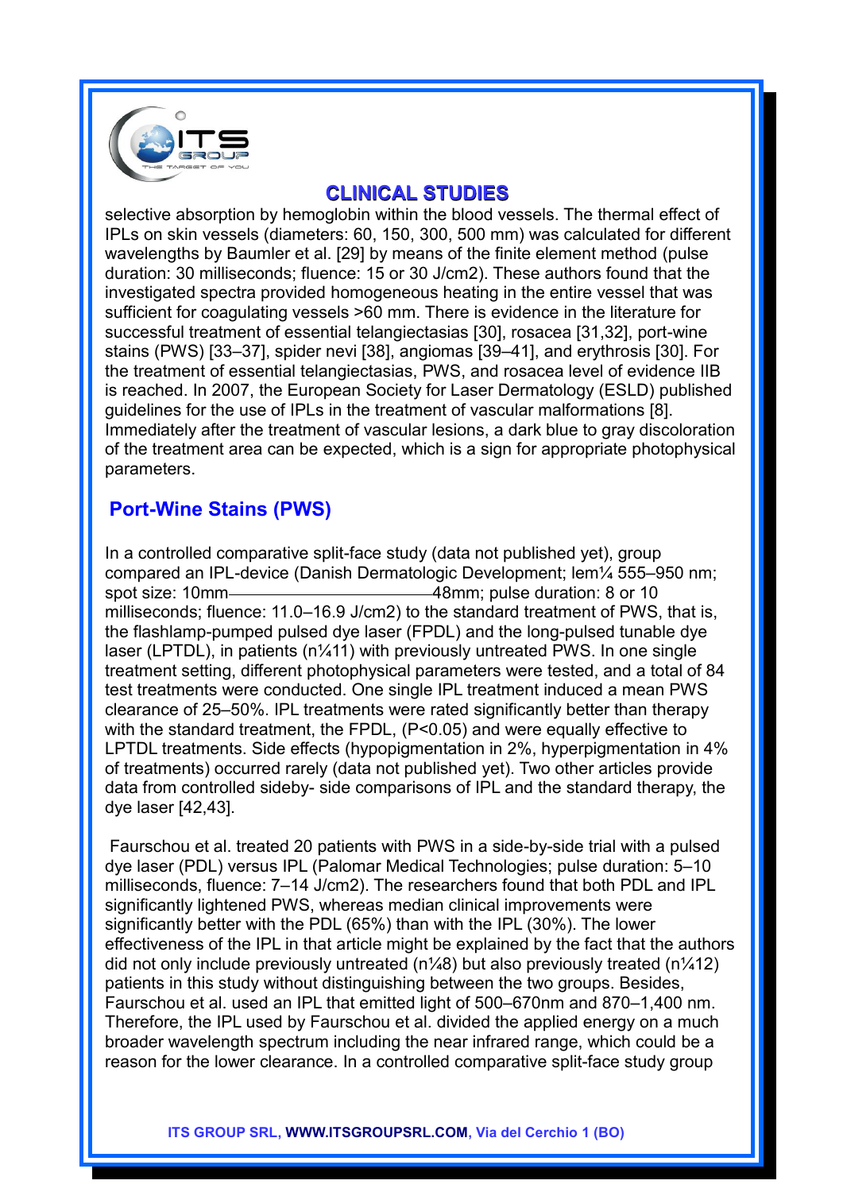## CLINICAL STUDIES

selective absorption by hemoglobin within the blood vessels. The thermal effect of IPLs on skin vessels (diameters: 60, 150, 300, 500 mm) was calculated for different wavelengths by Baumler et al. [29] by means of the finite element method (pulse duration: 30 milliseconds; fluence: 15 or 30 J/cm2). These authors found that the investigated spectra provided homogeneous heating in the entire vessel that was sufficient for coagulating vessels >60 mm. There is evidence in the literature for successful treatment of essential telangiectasias [30], rosacea [31,32], port-wine stains (PWS) [33–37], spider nevi [38], angiomas [39–41], and erythrosis [30]. For the treatment of essential telangiectasias, PWS, and rosacea level of evidence IIB is reached. In 2007, the European Society for Laser Dermatology (ESLD) published guidelines for the use of IPLs in the treatment of vascular malformations [8]. Immediately after the treatment of vascular lesions, a dark blue to gray discoloration of the treatment area can be expected, which is a sign for appropriate photophysical parameters.

### Port-Wine Stains (PWS)

In a controlled comparative split-face study (data not published yet), group compared an IPL-device (Danish Dermatologic Development; lem¼ 555–950 nm; spot size: 10mm——————————48mm; pulse duration: 8 or 10 milliseconds; fluence: 11.0–16.9 J/cm2) to the standard treatment of PWS, that is, the flashlamp-pumped pulsed dye laser (FPDL) and the long-pulsed tunable dye laser (LPTDL), in patients (n¼11) with previously untreated PWS. In one single treatment setting, different photophysical parameters were tested, and a total of 84 test treatments were conducted. One single IPL treatment induced a mean PWS clearance of 25–50%. IPL treatments were rated significantly better than therapy with the standard treatment, the FPDL, (P<0.05) and were equally effective to LPTDL treatments. Side effects (hypopigmentation in 2%, hyperpigmentation in 4% of treatments) occurred rarely (data not published yet). Two other articles provide data from controlled sideby- side comparisons of IPL and the standard therapy, the dye laser [42,43].

Faurschou et al. treated 20 patients with PWS in a side-by-side trial with a pulsed dye laser (PDL) versus IPL (Palomar Medical Technologies; pulse duration: 5–10 milliseconds, fluence: 7–14 J/cm2). The researchers found that both PDL and IPL significantly lightened PWS, whereas median clinical improvements were significantly better with the PDL (65%) than with the IPL (30%). The lower effectiveness of the IPL in that article might be explained by the fact that the authors did not only include previously untreated (n¼8) but also previously treated (n¼12) patients in this study without distinguishing between the two groups. Besides, Faurschou et al. used an IPL that emitted light of 500–670nm and 870–1,400 nm. Therefore, the IPL used by Faurschou et al. divided the applied energy on a much broader wavelength spectrum including the near infrared range, which could be a reason for the lower clearance. In a controlled comparative split-face study group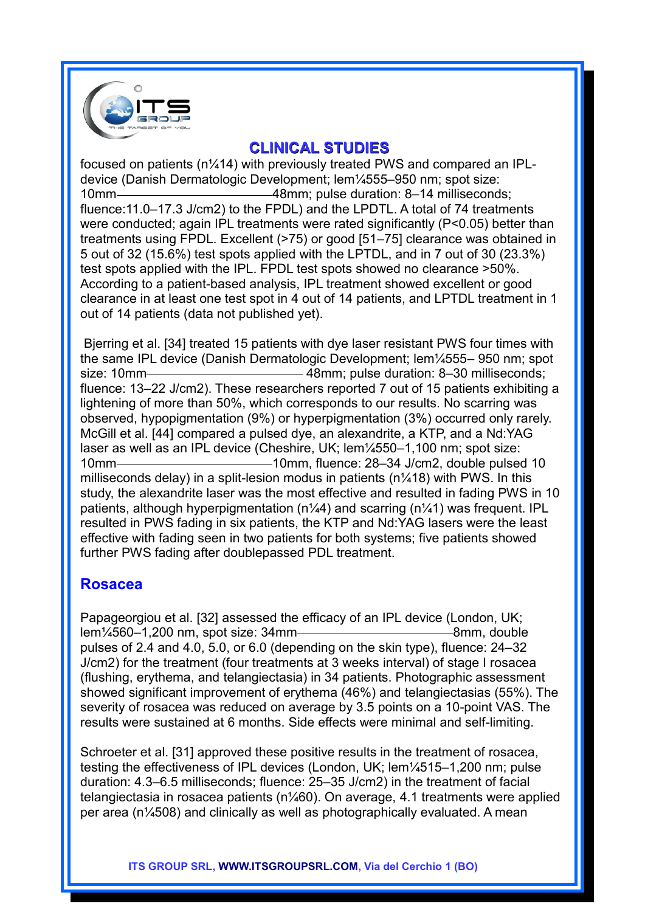## CLINICAL STUDIES

focused on patients (n¼14) with previously treated PWS and compared an IPL-device (Danish Dermatologic Development; lem¼555–950 nm; spot size: 10mm———————————48mm; pulse duration: 8–14 milliseconds; fluence:11.0–17.3 J/cm2) to the FPDL) and the LPDTL. A total of 74 treatments were conducted; again IPL treatments were rated significantly ($P<0.05$) better than treatments using FPDL. Excellent (>75) or good [51–75] clearance was obtained in 5 out of 32 (15.6%) test spots applied with the LPTDL, and in 7 out of 30 (23.3%) test spots applied with the IPL. FPDL test spots showed no clearance >50%. According to a patient-based analysis, IPL treatment showed excellent or good clearance in at least one test spot in 4 out of 14 patients, and LPTDL treatment in 1 out of 14 patients (data not published yet).

Bjerring et al. [34] treated 15 patients with dye laser resistant PWS four times with the same IPL device (Danish Dermatologic Development; lem¼555– 950 nm; spot size: 10mm——————————— 48mm; pulse duration: 8–30 milliseconds; fluence: 13–22 J/cm2). These researchers reported 7 out of 15 patients exhibiting a lightening of more than 50%, which corresponds to our results. No scarring was observed, hypopigmentation (9%) or hyperpigmentation (3%) occurred only rarely. McGill et al. [44] compared a pulsed dye, an alexandrite, a KTP, and a Nd:YAG laser as well as an IPL device (Cheshire, UK; lem¼550–1,100 nm; spot size: 10mm———————————10mm, fluence: 28–34 J/cm2, double pulsed 10 milliseconds delay) in a split-lesion modus in patients (n¼18) with PWS. In this study, the alexandrite laser was the most effective and resulted in fading PWS in 10 patients, although hyperpigmentation (n¼4) and scarring (n¼1) was frequent. IPL resulted in PWS fading in six patients, the KTP and Nd:YAG lasers were the least effective with fading seen in two patients for both systems; five patients showed further PWS fading after doublepassed PDL treatment.

## Rosacea

Papageorgiou et al. [32] assessed the efficacy of an IPL device (London, UK; lem¼560–1,200 nm, spot size: 34mm———————————8mm, double pulses of 2.4 and 4.0, 5.0, or 6.0 (depending on the skin type), fluence: 24–32 J/cm2) for the treatment (four treatments at 3 weeks interval) of stage I rosacea (flushing, erythema, and telangiectasia) in 34 patients. Photographic assessment showed significant improvement of erythema (46%) and telangiectasias (55%). The severity of rosacea was reduced on average by 3.5 points on a 10-point VAS. The results were sustained at 6 months. Side effects were minimal and self-limiting.

Schroeter et al. [31] approved these positive results in the treatment of rosacea, testing the effectiveness of IPL devices (London, UK; lem¼515–1,200 nm; pulse duration: 4.3–6.5 milliseconds; fluence: 25–35 J/cm2) in the treatment of facial telangiectasia in rosacea patients (n¼60). On average, 4.1 treatments were applied per area (n¼508) and clinically as well as photographically evaluated. A mean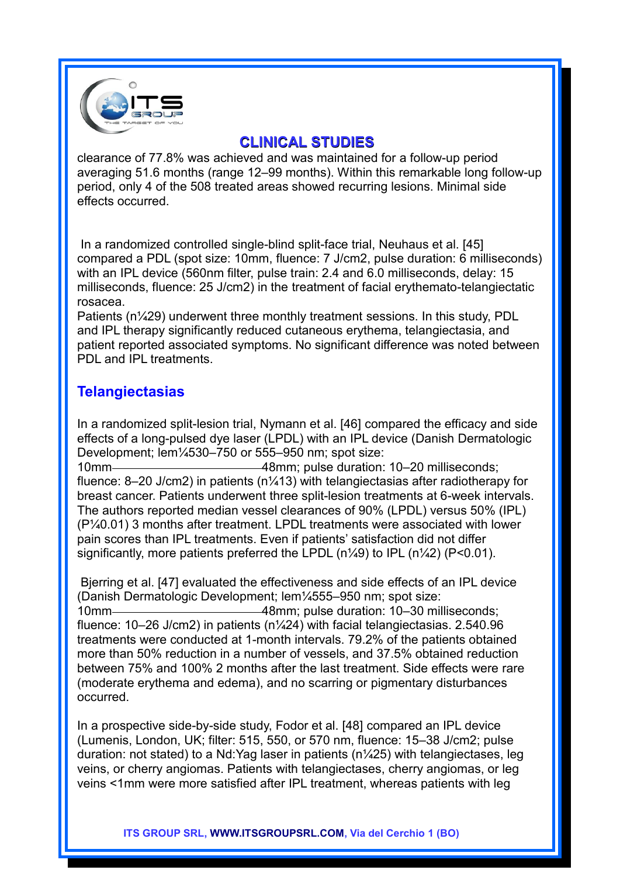## CLINICAL STUDIES

clearance of 77.8% was achieved and was maintained for a follow-up period averaging 51.6 months (range 12–99 months). Within this remarkable long follow-up period, only 4 of the 508 treated areas showed recurring lesions. Minimal side effects occurred.

In a randomized controlled single-blind split-face trial, Neuhaus et al. [45] compared a PDL (spot size: 10mm, fluence: 7 J/cm2, pulse duration: 6 milliseconds) with an IPL device (560nm filter, pulse train: 2.4 and 6.0 milliseconds, delay: 15 milliseconds, fluence: 25 J/cm2) in the treatment of facial erythemato-telangiectatic rosacea.
Patients (n¼29) underwent three monthly treatment sessions. In this study, PDL and IPL therapy significantly reduced cutaneous erythema, telangiectasia, and patient reported associated symptoms. No significant difference was noted between PDL and IPL treatments.

### Telangiectasias

In a randomized split-lesion trial, Nymann et al. [46] compared the efficacy and side effects of a long-pulsed dye laser (LPDL) with an IPL device (Danish Dermatologic Development; lem¼530–750 or 555–950 nm; spot size: 10mm——48mm; pulse duration: 10–20 milliseconds; fluence: 8–20 J/cm2) in patients (n¼13) with telangiectasias after radiotherapy for breast cancer. Patients underwent three split-lesion treatments at 6-week intervals. The authors reported median vessel clearances of 90% (LPDL) versus 50% (IPL) (P¼0.01) 3 months after treatment. LPDL treatments were associated with lower pain scores than IPL treatments. Even if patients' satisfaction did not differ significantly, more patients preferred the LPDL (n¼9) to IPL (n¼2) (P<0.01).

Bjerring et al. [47] evaluated the effectiveness and side effects of an IPL device (Danish Dermatologic Development; lem¼555–950 nm; spot size: 10mm——48mm; pulse duration: 10–30 milliseconds; fluence: 10–26 J/cm2) in patients (n¼24) with facial telangiectasias. 2.540.96 treatments were conducted at 1-month intervals. 79.2% of the patients obtained more than 50% reduction in a number of vessels, and 37.5% obtained reduction between 75% and 100% 2 months after the last treatment. Side effects were rare (moderate erythema and edema), and no scarring or pigmentary disturbances occurred.

In a prospective side-by-side study, Fodor et al. [48] compared an IPL device (Lumenis, London, UK; filter: 515, 550, or 570 nm, fluence: 15–38 J/cm2; pulse duration: not stated) to a Nd:Yag laser in patients (n¼25) with telangiectases, leg veins, or cherry angiomas. Patients with telangiectases, cherry angiomas, or leg veins <1mm were more satisfied after IPL treatment, whereas patients with leg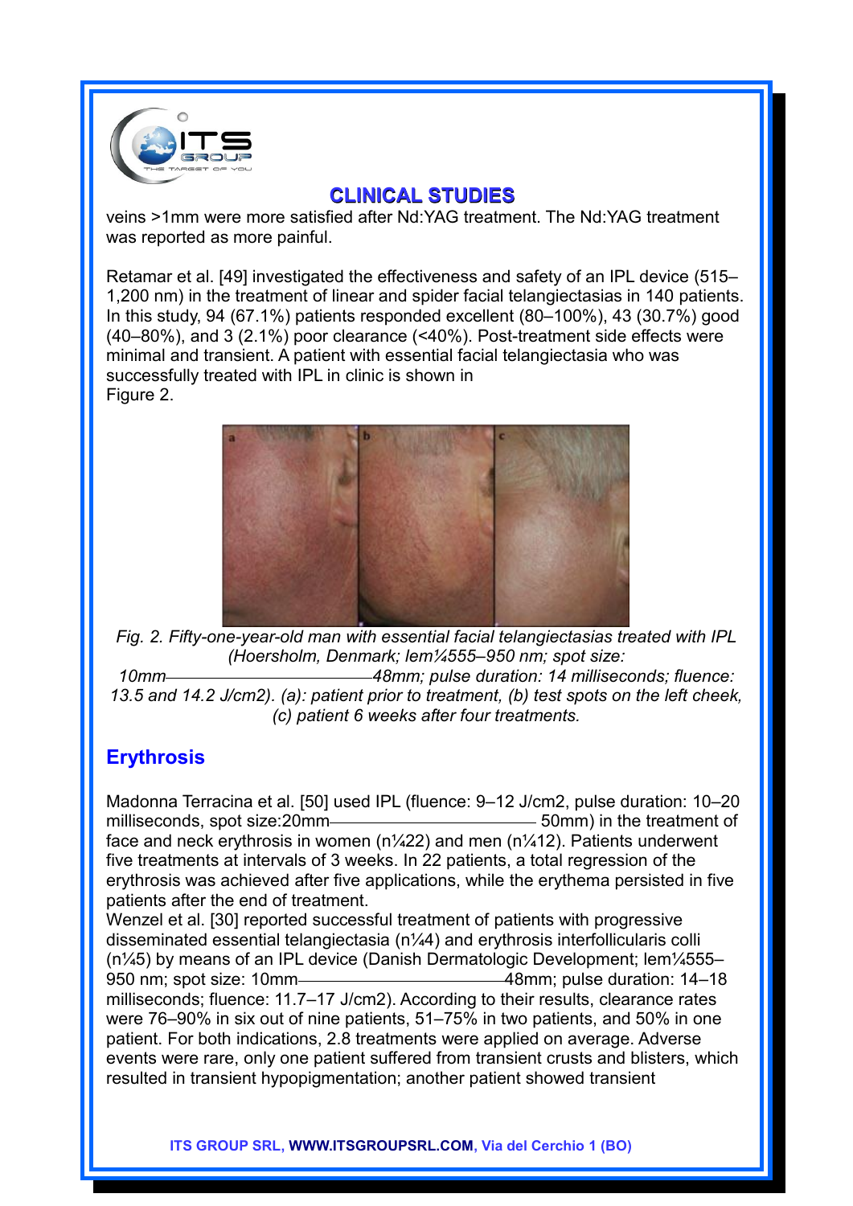veins >1mm were more satisfied after Nd:YAG treatment. The Nd:YAG treatment was reported as more painful.

Retamar et al. [49] investigated the effectiveness and safety of an IPL device (515–1,200 nm) in the treatment of linear and spider facial telangiectasias in 140 patients. In this study, 94 (67.1%) patients responded excellent (80–100%), 43 (30.7%) good (40–80%), and 3 (2.1%) poor clearance (<40%). Post-treatment side effects were minimal and transient. A patient with essential facial telangiectasia who was successfully treated with IPL in clinic is shown in Figure 2.

*Fig. 2. Fifty-one-year-old man with essential facial telangiectasias treated with IPL (Hoersholm, Denmark; lem¼555–950 nm; spot size: 10mm——48mm; pulse duration: 14 milliseconds; fluence: 13.5 and 14.2 J/cm2). (a): patient prior to treatment, (b) test spots on the left cheek, (c) patient 6 weeks after four treatments.*

## Erythrosis

Madonna Terracina et al. [50] used IPL (fluence: 9–12 J/cm2, pulse duration: 10–20 milliseconds, spot size:20mm—— 50mm) in the treatment of face and neck erythrosis in women (n¼22) and men (n¼12). Patients underwent five treatments at intervals of 3 weeks. In 22 patients, a total regression of the erythrosis was achieved after five applications, while the erythema persisted in five patients after the end of treatment.
Wenzel et al. [30] reported successful treatment of patients with progressive disseminated essential telangiectasia (n¼4) and erythrosis interfollicularis colli (n¼5) by means of an IPL device (Danish Dermatologic Development; lem¼555–950 nm; spot size: 10mm——48mm; pulse duration: 14–18 milliseconds; fluence: 11.7–17 J/cm2). According to their results, clearance rates were 76–90% in six out of nine patients, 51–75% in two patients, and 50% in one patient. For both indications, 2.8 treatments were applied on average. Adverse events were rare, only one patient suffered from transient crusts and blisters, which resulted in transient hypopigmentation; another patient showed transient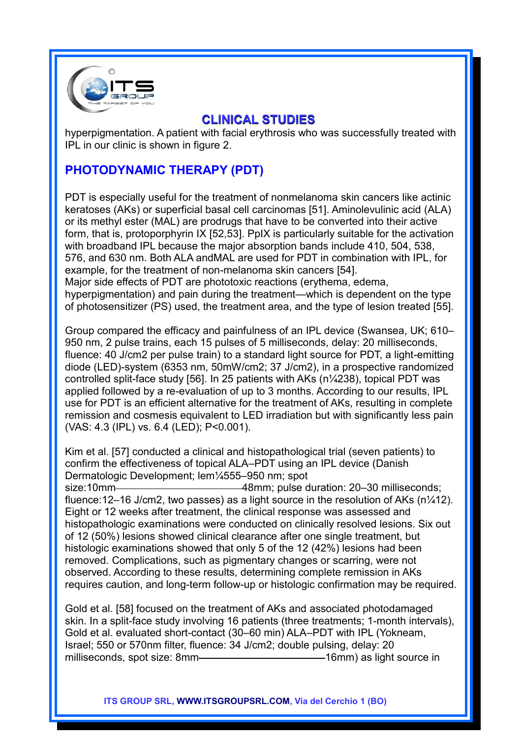hyperpigmentation. A patient with facial erythrosis who was successfully treated with IPL in our clinic is shown in figure 2.

## PHOTODYNAMIC THERAPY (PDT)

PDT is especially useful for the treatment of nonmelanoma skin cancers like actinic keratoses (AKs) or superficial basal cell carcinomas [51]. Aminolevulinic acid (ALA) or its methyl ester (MAL) are prodrugs that have to be converted into their active form, that is, protoporphyrin IX [52,53]. PpIX is particularly suitable for the activation with broadband IPL because the major absorption bands include 410, 504, 538, 576, and 630 nm. Both ALA andMAL are used for PDT in combination with IPL, for example, for the treatment of non-melanoma skin cancers [54].
Major side effects of PDT are phototoxic reactions (erythema, edema, hyperpigmentation) and pain during the treatment—which is dependent on the type of photosensitizer (PS) used, the treatment area, and the type of lesion treated [55].

Group compared the efficacy and painfulness of an IPL device (Swansea, UK; 610–950 nm, 2 pulse trains, each 15 pulses of 5 milliseconds, delay: 20 milliseconds, fluence: 40 J/cm2 per pulse train) to a standard light source for PDT, a light-emitting diode (LED)-system (6353 nm, 50mW/cm2; 37 J/cm2), in a prospective randomized controlled split-face study [56]. In 25 patients with AKs (n¼238), topical PDT was applied followed by a re-evaluation of up to 3 months. According to our results, IPL use for PDT is an efficient alternative for the treatment of AKs, resulting in complete remission and cosmesis equivalent to LED irradiation but with significantly less pain (VAS: 4.3 (IPL) vs. 6.4 (LED); P<0.001).

Kim et al. [57] conducted a clinical and histopathological trial (seven patients) to confirm the effectiveness of topical ALA–PDT using an IPL device (Danish Dermatologic Development; lem¼555–950 nm; spot size:10mm————————————48mm; pulse duration: 20–30 milliseconds; fluence:12–16 J/cm2, two passes) as a light source in the resolution of AKs (n¼12). Eight or 12 weeks after treatment, the clinical response was assessed and histopathologic examinations were conducted on clinically resolved lesions. Six out of 12 (50%) lesions showed clinical clearance after one single treatment, but histologic examinations showed that only 5 of the 12 (42%) lesions had been removed. Complications, such as pigmentary changes or scarring, were not observed. According to these results, determining complete remission in AKs requires caution, and long-term follow-up or histologic confirmation may be required.

Gold et al. [58] focused on the treatment of AKs and associated photodamaged skin. In a split-face study involving 16 patients (three treatments; 1-month intervals), Gold et al. evaluated short-contact (30–60 min) ALA–PDT with IPL (Yokneam, Israel; 550 or 570nm filter, fluence: 34 J/cm2; double pulsing, delay: 20 milliseconds, spot size: 8mm————————————16mm) as light source in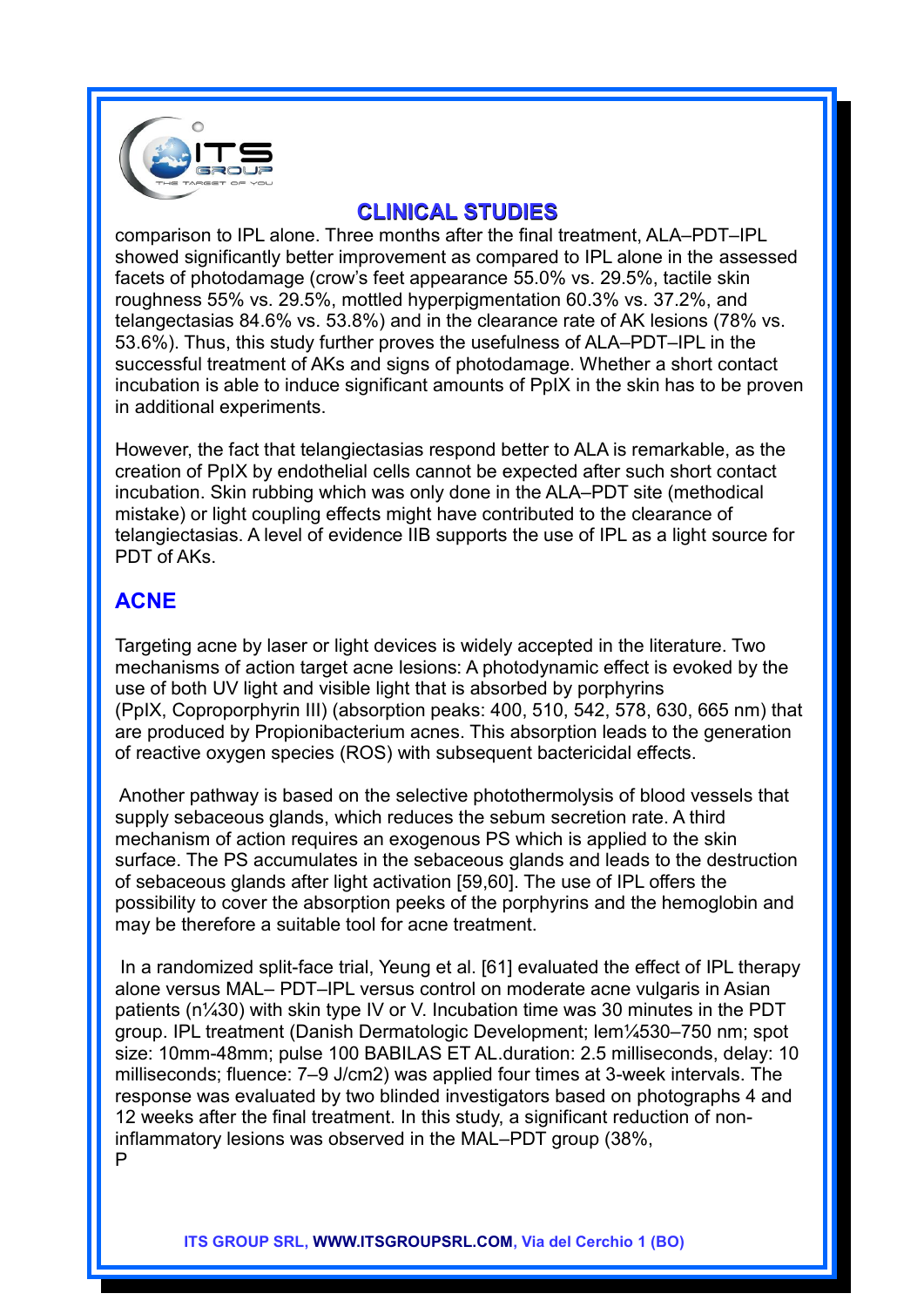## CLINICAL STUDIES

comparison to IPL alone. Three months after the final treatment, ALA–PDT–IPL showed significantly better improvement as compared to IPL alone in the assessed facets of photodamage (crow's feet appearance 55.0% vs. 29.5%, tactile skin roughness 55% vs. 29.5%, mottled hyperpigmentation 60.3% vs. 37.2%, and telangectasias 84.6% vs. 53.8%) and in the clearance rate of AK lesions (78% vs. 53.6%). Thus, this study further proves the usefulness of ALA–PDT–IPL in the successful treatment of AKs and signs of photodamage. Whether a short contact incubation is able to induce significant amounts of PpIX in the skin has to be proven in additional experiments.

However, the fact that telangiectasias respond better to ALA is remarkable, as the creation of PpIX by endothelial cells cannot be expected after such short contact incubation. Skin rubbing which was only done in the ALA–PDT site (methodical mistake) or light coupling effects might have contributed to the clearance of telangiectasias. A level of evidence IIB supports the use of IPL as a light source for PDT of AKs.

## ACNE

Targeting acne by laser or light devices is widely accepted in the literature. Two mechanisms of action target acne lesions: A photodynamic effect is evoked by the use of both UV light and visible light that is absorbed by porphyrins (PpIX, Coproporphyrin III) (absorption peaks: 400, 510, 542, 578, 630, 665 nm) that are produced by Propionibacterium acnes. This absorption leads to the generation of reactive oxygen species (ROS) with subsequent bactericidal effects.

Another pathway is based on the selective photothermolysis of blood vessels that supply sebaceous glands, which reduces the sebum secretion rate. A third mechanism of action requires an exogenous PS which is applied to the skin surface. The PS accumulates in the sebaceous glands and leads to the destruction of sebaceous glands after light activation [59,60]. The use of IPL offers the possibility to cover the absorption peeks of the porphyrins and the hemoglobin and may be therefore a suitable tool for acne treatment.

In a randomized split-face trial, Yeung et al. [61] evaluated the effect of IPL therapy alone versus MAL– PDT–IPL versus control on moderate acne vulgaris in Asian patients (n¼30) with skin type IV or V. Incubation time was 30 minutes in the PDT group. IPL treatment (Danish Dermatologic Development; lem¼530–750 nm; spot size: 10mm-48mm; pulse 100 BABILAS ET AL.duration: 2.5 milliseconds, delay: 10 milliseconds; fluence: 7–9 J/cm2) was applied four times at 3-week intervals. The response was evaluated by two blinded investigators based on photographs 4 and 12 weeks after the final treatment. In this study, a significant reduction of non-inflammatory lesions was observed in the MAL–PDT group (38%,
P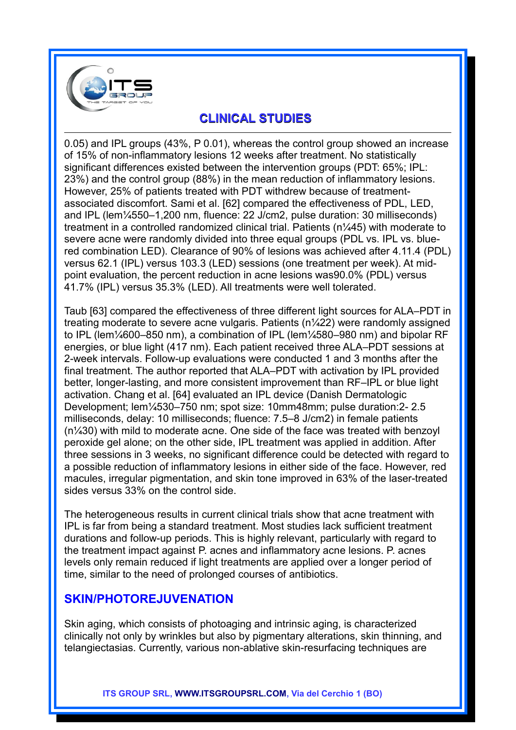## CLINICAL STUDIES

0.05) and IPL groups (43%, P 0.01), whereas the control group showed an increase of 15% of non-inflammatory lesions 12 weeks after treatment. No statistically significant differences existed between the intervention groups (PDT: 65%; IPL: 23%) and the control group (88%) in the mean reduction of inflammatory lesions. However, 25% of patients treated with PDT withdrew because of treatment-associated discomfort. Sami et al. [62] compared the effectiveness of PDL, LED, and IPL (lem¼550–1,200 nm, fluence: 22 J/cm2, pulse duration: 30 milliseconds) treatment in a controlled randomized clinical trial. Patients (n¼45) with moderate to severe acne were randomly divided into three equal groups (PDL vs. IPL vs. blue-red combination LED). Clearance of 90% of lesions was achieved after 4.11.4 (PDL) versus 62.1 (IPL) versus 103.3 (LED) sessions (one treatment per week). At mid-point evaluation, the percent reduction in acne lesions was90.0% (PDL) versus 41.7% (IPL) versus 35.3% (LED). All treatments were well tolerated.

Taub [63] compared the effectiveness of three different light sources for ALA–PDT in treating moderate to severe acne vulgaris. Patients (n¼22) were randomly assigned to IPL (lem¼600–850 nm), a combination of IPL (lem¼580–980 nm) and bipolar RF energies, or blue light (417 nm). Each patient received three ALA–PDT sessions at 2-week intervals. Follow-up evaluations were conducted 1 and 3 months after the final treatment. The author reported that ALA–PDT with activation by IPL provided better, longer-lasting, and more consistent improvement than RF–IPL or blue light activation. Chang et al. [64] evaluated an IPL device (Danish Dermatologic Development; lem¼530–750 nm; spot size: 10mm48mm; pulse duration:2- 2.5 milliseconds, delay: 10 milliseconds; fluence: 7.5–8 J/cm2) in female patients (n¼30) with mild to moderate acne. One side of the face was treated with benzoyl peroxide gel alone; on the other side, IPL treatment was applied in addition. After three sessions in 3 weeks, no significant difference could be detected with regard to a possible reduction of inflammatory lesions in either side of the face. However, red macules, irregular pigmentation, and skin tone improved in 63% of the laser-treated sides versus 33% on the control side.

The heterogeneous results in current clinical trials show that acne treatment with IPL is far from being a standard treatment. Most studies lack sufficient treatment durations and follow-up periods. This is highly relevant, particularly with regard to the treatment impact against P. acnes and inflammatory acne lesions. P. acnes levels only remain reduced if light treatments are applied over a longer period of time, similar to the need of prolonged courses of antibiotics.

## SKIN/PHOTOREJUVENATION

Skin aging, which consists of photoaging and intrinsic aging, is characterized clinically not only by wrinkles but also by pigmentary alterations, skin thinning, and telangiectasias. Currently, various non-ablative skin-resurfacing techniques are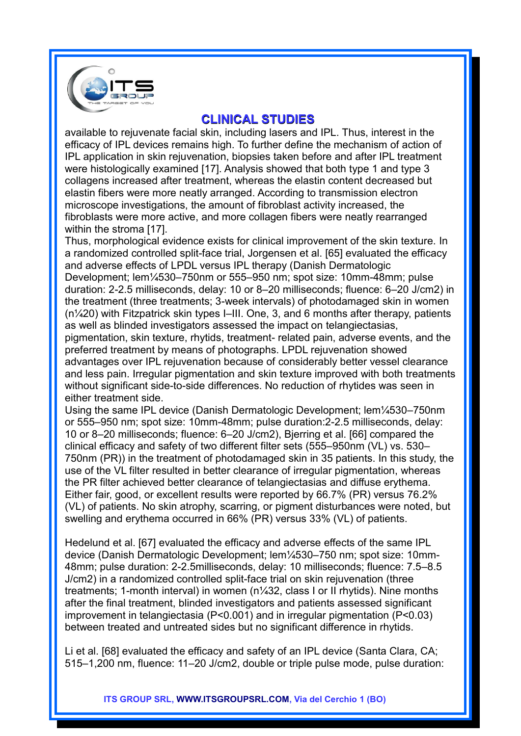## CLINICAL STUDIES

available to rejuvenate facial skin, including lasers and IPL. Thus, interest in the efficacy of IPL devices remains high. To further define the mechanism of action of IPL application in skin rejuvenation, biopsies taken before and after IPL treatment were histologically examined [17]. Analysis showed that both type 1 and type 3 collagens increased after treatment, whereas the elastin content decreased but elastin fibers were more neatly arranged. According to transmission electron microscope investigations, the amount of fibroblast activity increased, the fibroblasts were more active, and more collagen fibers were neatly rearranged within the stroma [17].

Thus, morphological evidence exists for clinical improvement of the skin texture. In a randomized controlled split-face trial, Jorgensen et al. [65] evaluated the efficacy and adverse effects of LPDL versus IPL therapy (Danish Dermatologic Development; lem¼530–750nm or 555–950 nm; spot size: 10mm-48mm; pulse duration: 2-2.5 milliseconds, delay: 10 or 8–20 milliseconds; fluence: 6–20 J/cm2) in the treatment (three treatments; 3-week intervals) of photodamaged skin in women (n¼20) with Fitzpatrick skin types I–III. One, 3, and 6 months after therapy, patients as well as blinded investigators assessed the impact on telangiectasias, pigmentation, skin texture, rhytids, treatment- related pain, adverse events, and the preferred treatment by means of photographs. LPDL rejuvenation showed advantages over IPL rejuvenation because of considerably better vessel clearance and less pain. Irregular pigmentation and skin texture improved with both treatments without significant side-to-side differences. No reduction of rhytides was seen in either treatment side.

Using the same IPL device (Danish Dermatologic Development; lem¼530–750nm or 555–950 nm; spot size: 10mm-48mm; pulse duration:2-2.5 milliseconds, delay: 10 or 8–20 milliseconds; fluence: 6–20 J/cm2), Bjerring et al. [66] compared the clinical efficacy and safety of two different filter sets (555–950nm (VL) vs. 530–750nm (PR)) in the treatment of photodamaged skin in 35 patients. In this study, the use of the VL filter resulted in better clearance of irregular pigmentation, whereas the PR filter achieved better clearance of telangiectasias and diffuse erythema. Either fair, good, or excellent results were reported by 66.7% (PR) versus 76.2% (VL) of patients. No skin atrophy, scarring, or pigment disturbances were noted, but swelling and erythema occurred in 66% (PR) versus 33% (VL) of patients.

Hedelund et al. [67] evaluated the efficacy and adverse effects of the same IPL device (Danish Dermatologic Development; lem¼530–750 nm; spot size: 10mm-48mm; pulse duration: 2-2.5milliseconds, delay: 10 milliseconds; fluence: 7.5–8.5 J/cm2) in a randomized controlled split-face trial on skin rejuvenation (three treatments; 1-month interval) in women (n¼32, class I or II rhytids). Nine months after the final treatment, blinded investigators and patients assessed significant improvement in telangiectasia ($P<0.001$) and in irregular pigmentation ($P<0.03$) between treated and untreated sides but no significant difference in rhytids.

Li et al. [68] evaluated the efficacy and safety of an IPL device (Santa Clara, CA; 515–1,200 nm, fluence: 11–20 J/cm2, double or triple pulse mode, pulse duration: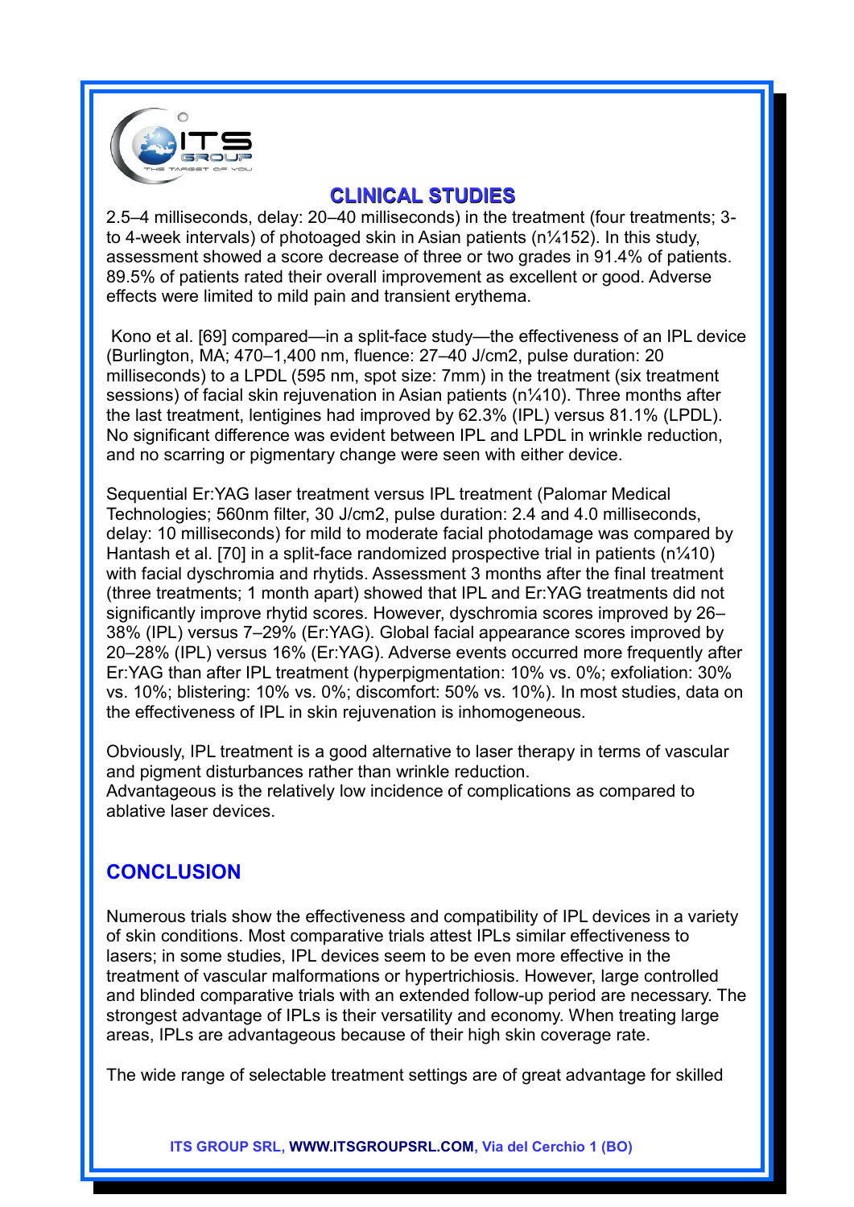## CLINICAL STUDIES

2.5–4 milliseconds, delay: 20–40 milliseconds) in the treatment (four treatments; 3- to 4-week intervals) of photoaged skin in Asian patients (n¼152). In this study, assessment showed a score decrease of three or two grades in 91.4% of patients. 89.5% of patients rated their overall improvement as excellent or good. Adverse effects were limited to mild pain and transient erythema.

Kono et al. [69] compared—in a split-face study—the effectiveness of an IPL device (Burlington, MA; 470–1,400 nm, fluence: 27–40 J/cm2, pulse duration: 20 milliseconds) to a LPDL (595 nm, spot size: 7mm) in the treatment (six treatment sessions) of facial skin rejuvenation in Asian patients (n¼10). Three months after the last treatment, lentigines had improved by 62.3% (IPL) versus 81.1% (LPDL). No significant difference was evident between IPL and LPDL in wrinkle reduction, and no scarring or pigmentary change were seen with either device.

Sequential Er:YAG laser treatment versus IPL treatment (Palomar Medical Technologies; 560nm filter, 30 J/cm2, pulse duration: 2.4 and 4.0 milliseconds, delay: 10 milliseconds) for mild to moderate facial photodamage was compared by Hantash et al. [70] in a split-face randomized prospective trial in patients (n¼10) with facial dyschromia and rhytids. Assessment 3 months after the final treatment (three treatments; 1 month apart) showed that IPL and Er:YAG treatments did not significantly improve rhytid scores. However, dyschromia scores improved by 26–38% (IPL) versus 7–29% (Er:YAG). Global facial appearance scores improved by 20–28% (IPL) versus 16% (Er:YAG). Adverse events occurred more frequently after Er:YAG than after IPL treatment (hyperpigmentation: 10% vs. 0%; exfoliation: 30% vs. 10%; blistering: 10% vs. 0%; discomfort: 50% vs. 10%). In most studies, data on the effectiveness of IPL in skin rejuvenation is inhomogeneous.

Obviously, IPL treatment is a good alternative to laser therapy in terms of vascular and pigment disturbances rather than wrinkle reduction.
Advantageous is the relatively low incidence of complications as compared to ablative laser devices.

## CONCLUSION

Numerous trials show the effectiveness and compatibility of IPL devices in a variety of skin conditions. Most comparative trials attest IPLs similar effectiveness to lasers; in some studies, IPL devices seem to be even more effective in the treatment of vascular malformations or hypertrichiosis. However, large controlled and blinded comparative trials with an extended follow-up period are necessary. The strongest advantage of IPLs is their versatility and economy. When treating large areas, IPLs are advantageous because of their high skin coverage rate.

The wide range of selectable treatment settings are of great advantage for skilled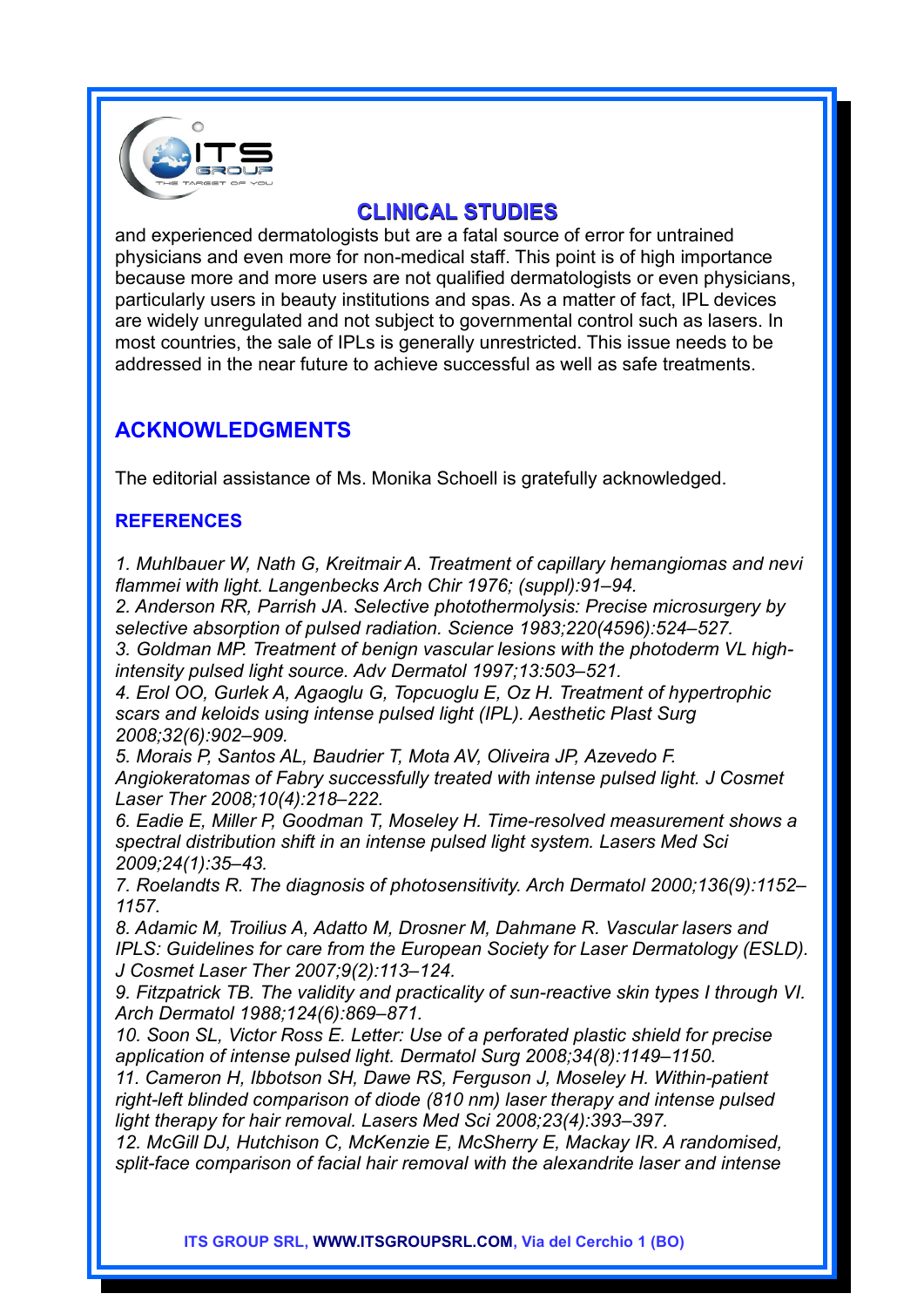## CLINICAL STUDIES

and experienced dermatologists but are a fatal source of error for untrained physicians and even more for non-medical staff. This point is of high importance because more and more users are not qualified dermatologists or even physicians, particularly users in beauty institutions and spas. As a matter of fact, IPL devices are widely unregulated and not subject to governmental control such as lasers. In most countries, the sale of IPLs is generally unrestricted. This issue needs to be addressed in the near future to achieve successful as well as safe treatments.

## ACKNOWLEDGMENTS

The editorial assistance of Ms. Monika Schoell is gratefully acknowledged.

### REFERENCES

*1. Muhlbauer W, Nath G, Kreitmair A. Treatment of capillary hemangiomas and nevi flammei with light. Langenbecks Arch Chir 1976; (suppl):91–94.*
*2. Anderson RR, Parrish JA. Selective photothermolysis: Precise microsurgery by selective absorption of pulsed radiation. Science 1983;220(4596):524–527.*
*3. Goldman MP. Treatment of benign vascular lesions with the photoderm VL high-intensity pulsed light source. Adv Dermatol 1997;13:503–521.*
*4. Erol OO, Gurlek A, Agaoglu G, Topcuoglu E, Oz H. Treatment of hypertrophic scars and keloids using intense pulsed light (IPL). Aesthetic Plast Surg 2008;32(6):902–909.*
*5. Morais P, Santos AL, Baudrier T, Mota AV, Oliveira JP, Azevedo F. Angiokeratomas of Fabry successfully treated with intense pulsed light. J Cosmet Laser Ther 2008;10(4):218–222.*
*6. Eadie E, Miller P, Goodman T, Moseley H. Time-resolved measurement shows a spectral distribution shift in an intense pulsed light system. Lasers Med Sci 2009;24(1):35–43.*
*7. Roelandts R. The diagnosis of photosensitivity. Arch Dermatol 2000;136(9):1152–1157.*
*8. Adamic M, Troilius A, Adatto M, Drosner M, Dahmane R. Vascular lasers and IPLS: Guidelines for care from the European Society for Laser Dermatology (ESLD). J Cosmet Laser Ther 2007;9(2):113–124.*
*9. Fitzpatrick TB. The validity and practicality of sun-reactive skin types I through VI. Arch Dermatol 1988;124(6):869–871.*
*10. Soon SL, Victor Ross E. Letter: Use of a perforated plastic shield for precise application of intense pulsed light. Dermatol Surg 2008;34(8):1149–1150.*
*11. Cameron H, Ibbotson SH, Dawe RS, Ferguson J, Moseley H. Within-patient right-left blinded comparison of diode (810 nm) laser therapy and intense pulsed light therapy for hair removal. Lasers Med Sci 2008;23(4):393–397.*
*12. McGill DJ, Hutchison C, McKenzie E, McSherry E, Mackay IR. A randomised, split-face comparison of facial hair removal with the alexandrite laser and intense*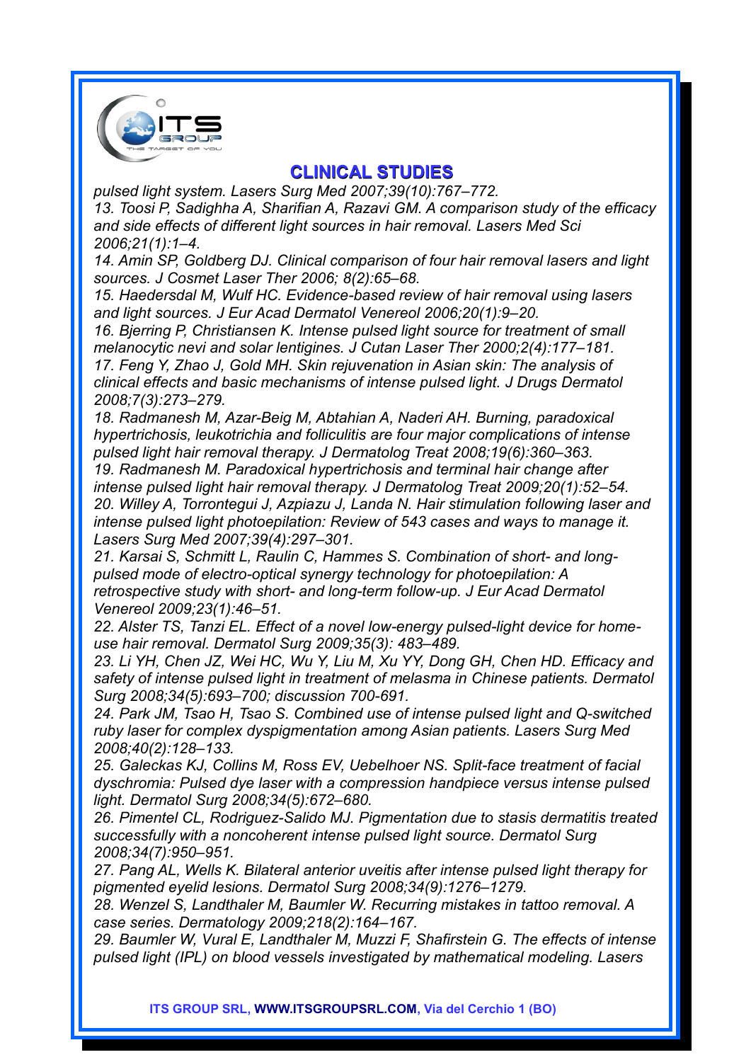## CLINICAL STUDIES

*pulsed light system. Lasers Surg Med 2007;39(10):767–772.*

*13. Toosi P, Sadighha A, Sharifian A, Razavi GM. A comparison study of the efficacy and side effects of different light sources in hair removal. Lasers Med Sci 2006;21(1):1–4.*

*14. Amin SP, Goldberg DJ. Clinical comparison of four hair removal lasers and light sources. J Cosmet Laser Ther 2006; 8(2):65–68.*

*15. Haedersdal M, Wulf HC. Evidence-based review of hair removal using lasers and light sources. J Eur Acad Dermatol Venereol 2006;20(1):9–20.*

*16. Bjerring P, Christiansen K. Intense pulsed light source for treatment of small melanocytic nevi and solar lentigines. J Cutan Laser Ther 2000;2(4):177–181.*

*17. Feng Y, Zhao J, Gold MH. Skin rejuvenation in Asian skin: The analysis of clinical effects and basic mechanisms of intense pulsed light. J Drugs Dermatol 2008;7(3):273–279.*

*18. Radmanesh M, Azar-Beig M, Abtahian A, Naderi AH. Burning, paradoxical hypertrichosis, leukotrichia and folliculitis are four major complications of intense pulsed light hair removal therapy. J Dermatolog Treat 2008;19(6):360–363.*

*19. Radmanesh M. Paradoxical hypertrichosis and terminal hair change after intense pulsed light hair removal therapy. J Dermatolog Treat 2009;20(1):52–54.*

*20. Willey A, Torrontegui J, Azpiazu J, Landa N. Hair stimulation following laser and intense pulsed light photoepilation: Review of 543 cases and ways to manage it. Lasers Surg Med 2007;39(4):297–301.*

*21. Karsai S, Schmitt L, Raulin C, Hammes S. Combination of short- and long-pulsed mode of electro-optical synergy technology for photoepilation: A retrospective study with short- and long-term follow-up. J Eur Acad Dermatol Venereol 2009;23(1):46–51.*

*22. Alster TS, Tanzi EL. Effect of a novel low-energy pulsed-light device for home-use hair removal. Dermatol Surg 2009;35(3): 483–489.*

*23. Li YH, Chen JZ, Wei HC, Wu Y, Liu M, Xu YY, Dong GH, Chen HD. Efficacy and safety of intense pulsed light in treatment of melasma in Chinese patients. Dermatol Surg 2008;34(5):693–700; discussion 700-691.*

*24. Park JM, Tsao H, Tsao S. Combined use of intense pulsed light and Q-switched ruby laser for complex dyspigmentation among Asian patients. Lasers Surg Med 2008;40(2):128–133.*

*25. Galeckas KJ, Collins M, Ross EV, Uebelhoer NS. Split-face treatment of facial dyschromia: Pulsed dye laser with a compression handpiece versus intense pulsed light. Dermatol Surg 2008;34(5):672–680.*

*26. Pimentel CL, Rodriguez-Salido MJ. Pigmentation due to stasis dermatitis treated successfully with a noncoherent intense pulsed light source. Dermatol Surg 2008;34(7):950–951.*

*27. Pang AL, Wells K. Bilateral anterior uveitis after intense pulsed light therapy for pigmented eyelid lesions. Dermatol Surg 2008;34(9):1276–1279.*

*28. Wenzel S, Landthaler M, Baumler W. Recurring mistakes in tattoo removal. A case series. Dermatology 2009;218(2):164–167.*

*29. Baumler W, Vural E, Landthaler M, Muzzi F, Shafirstein G. The effects of intense pulsed light (IPL) on blood vessels investigated by mathematical modeling. Lasers*

**ITS GROUP SRL, WWW.ITSGROUPSRL.COM, Via del Cerchio 1 (BO)**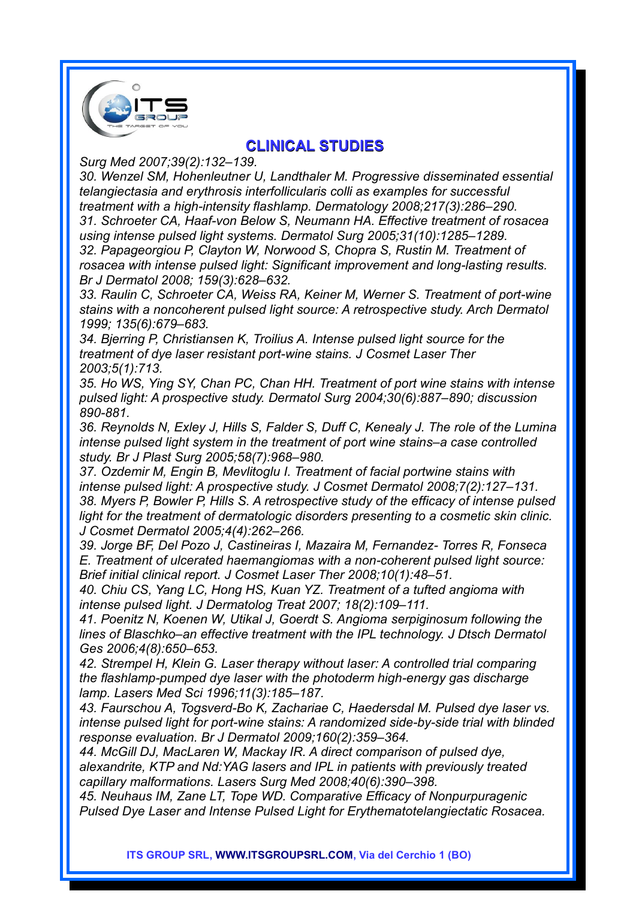## CLINICAL STUDIES

*Surg Med 2007;39(2):132–139.*

*30. Wenzel SM, Hohenleutner U, Landthaler M. Progressive disseminated essential telangiectasia and erythrosis interfollicularis colli as examples for successful treatment with a high-intensity flashlamp. Dermatology 2008;217(3):286–290.*

*31. Schroeter CA, Haaf-von Below S, Neumann HA. Effective treatment of rosacea using intense pulsed light systems. Dermatol Surg 2005;31(10):1285–1289.*

*32. Papageorgiou P, Clayton W, Norwood S, Chopra S, Rustin M. Treatment of rosacea with intense pulsed light: Significant improvement and long-lasting results. Br J Dermatol 2008; 159(3):628–632.*

*33. Raulin C, Schroeter CA, Weiss RA, Keiner M, Werner S. Treatment of port-wine stains with a noncoherent pulsed light source: A retrospective study. Arch Dermatol 1999; 135(6):679–683.*

*34. Bjerring P, Christiansen K, Troilius A. Intense pulsed light source for the treatment of dye laser resistant port-wine stains. J Cosmet Laser Ther 2003;5(1):713.*

*35. Ho WS, Ying SY, Chan PC, Chan HH. Treatment of port wine stains with intense pulsed light: A prospective study. Dermatol Surg 2004;30(6):887–890; discussion 890-881.*

*36. Reynolds N, Exley J, Hills S, Falder S, Duff C, Kenealy J. The role of the Lumina intense pulsed light system in the treatment of port wine stains–a case controlled study. Br J Plast Surg 2005;58(7):968–980.*

*37. Ozdemir M, Engin B, Mevlitoglu I. Treatment of facial portwine stains with intense pulsed light: A prospective study. J Cosmet Dermatol 2008;7(2):127–131.*

*38. Myers P, Bowler P, Hills S. A retrospective study of the efficacy of intense pulsed light for the treatment of dermatologic disorders presenting to a cosmetic skin clinic. J Cosmet Dermatol 2005;4(4):262–266.*

*39. Jorge BF, Del Pozo J, Castineiras I, Mazaira M, Fernandez- Torres R, Fonseca E. Treatment of ulcerated haemangiomas with a non-coherent pulsed light source: Brief initial clinical report. J Cosmet Laser Ther 2008;10(1):48–51.*

*40. Chiu CS, Yang LC, Hong HS, Kuan YZ. Treatment of a tufted angioma with intense pulsed light. J Dermatolog Treat 2007; 18(2):109–111.*

*41. Poenitz N, Koenen W, Utikal J, Goerdt S. Angioma serpiginosum following the lines of Blaschko–an effective treatment with the IPL technology. J Dtsch Dermatol Ges 2006;4(8):650–653.*

*42. Strempel H, Klein G. Laser therapy without laser: A controlled trial comparing the flashlamp-pumped dye laser with the photoderm high-energy gas discharge lamp. Lasers Med Sci 1996;11(3):185–187.*

*43. Faurschou A, Togsverd-Bo K, Zachariae C, Haedersdal M. Pulsed dye laser vs. intense pulsed light for port-wine stains: A randomized side-by-side trial with blinded response evaluation. Br J Dermatol 2009;160(2):359–364.*

*44. McGill DJ, MacLaren W, Mackay IR. A direct comparison of pulsed dye, alexandrite, KTP and Nd:YAG lasers and IPL in patients with previously treated capillary malformations. Lasers Surg Med 2008;40(6):390–398.*

*45. Neuhaus IM, Zane LT, Tope WD. Comparative Efficacy of Nonpurpuragenic Pulsed Dye Laser and Intense Pulsed Light for Erythematotelangiectatic Rosacea.*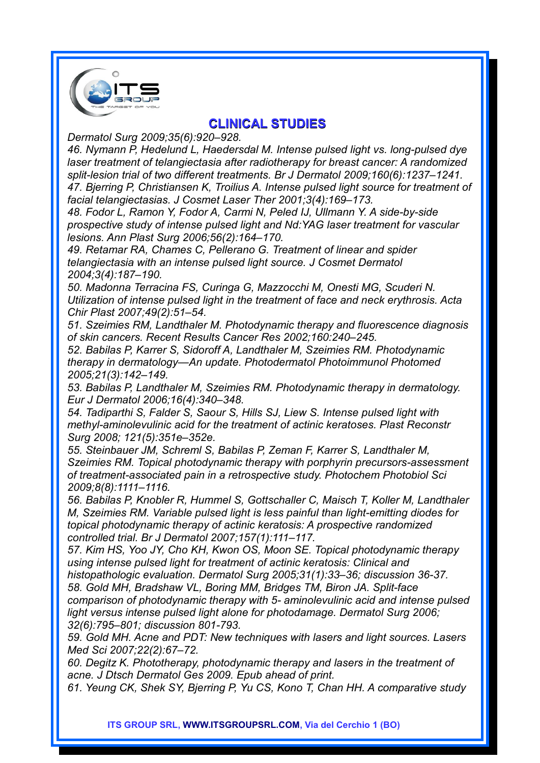## CLINICAL STUDIES

*Dermatol Surg 2009;35(6):920–928.*

*46. Nymann P, Hedelund L, Haedersdal M. Intense pulsed light vs. long-pulsed dye laser treatment of telangiectasia after radiotherapy for breast cancer: A randomized split-lesion trial of two different treatments. Br J Dermatol 2009;160(6):1237–1241.*

*47. Bjerring P, Christiansen K, Troilius A. Intense pulsed light source for treatment of facial telangiectasias. J Cosmet Laser Ther 2001;3(4):169–173.*

*48. Fodor L, Ramon Y, Fodor A, Carmi N, Peled IJ, Ullmann Y. A side-by-side prospective study of intense pulsed light and Nd:YAG laser treatment for vascular lesions. Ann Plast Surg 2006;56(2):164–170.*

*49. Retamar RA, Chames C, Pellerano G. Treatment of linear and spider telangiectasia with an intense pulsed light source. J Cosmet Dermatol 2004;3(4):187–190.*

*50. Madonna Terracina FS, Curinga G, Mazzocchi M, Onesti MG, Scuderi N. Utilization of intense pulsed light in the treatment of face and neck erythrosis. Acta Chir Plast 2007;49(2):51–54.*

*51. Szeimies RM, Landthaler M. Photodynamic therapy and fluorescence diagnosis of skin cancers. Recent Results Cancer Res 2002;160:240–245.*

*52. Babilas P, Karrer S, Sidoroff A, Landthaler M, Szeimies RM. Photodynamic therapy in dermatology—An update. Photodermatol Photoimmunol Photomed 2005;21(3):142–149.*

*53. Babilas P, Landthaler M, Szeimies RM. Photodynamic therapy in dermatology. Eur J Dermatol 2006;16(4):340–348.*

*54. Tadiparthi S, Falder S, Saour S, Hills SJ, Liew S. Intense pulsed light with methyl-aminolevulinic acid for the treatment of actinic keratoses. Plast Reconstr Surg 2008; 121(5):351e–352e.*

*55. Steinbauer JM, Schreml S, Babilas P, Zeman F, Karrer S, Landthaler M, Szeimies RM. Topical photodynamic therapy with porphyrin precursors-assessment of treatment-associated pain in a retrospective study. Photochem Photobiol Sci 2009;8(8):1111–1116.*

*56. Babilas P, Knobler R, Hummel S, Gottschaller C, Maisch T, Koller M, Landthaler M, Szeimies RM. Variable pulsed light is less painful than light-emitting diodes for topical photodynamic therapy of actinic keratosis: A prospective randomized controlled trial. Br J Dermatol 2007;157(1):111–117.*

*57. Kim HS, Yoo JY, Cho KH, Kwon OS, Moon SE. Topical photodynamic therapy using intense pulsed light for treatment of actinic keratosis: Clinical and histopathologic evaluation. Dermatol Surg 2005;31(1):33–36; discussion 36-37.*

*58. Gold MH, Bradshaw VL, Boring MM, Bridges TM, Biron JA. Split-face comparison of photodynamic therapy with 5- aminolevulinic acid and intense pulsed light versus intense pulsed light alone for photodamage. Dermatol Surg 2006; 32(6):795–801; discussion 801-793.*

*59. Gold MH. Acne and PDT: New techniques with lasers and light sources. Lasers Med Sci 2007;22(2):67–72.*

*60. Degitz K. Phototherapy, photodynamic therapy and lasers in the treatment of acne. J Dtsch Dermatol Ges 2009. Epub ahead of print.*

*61. Yeung CK, Shek SY, Bjerring P, Yu CS, Kono T, Chan HH. A comparative study*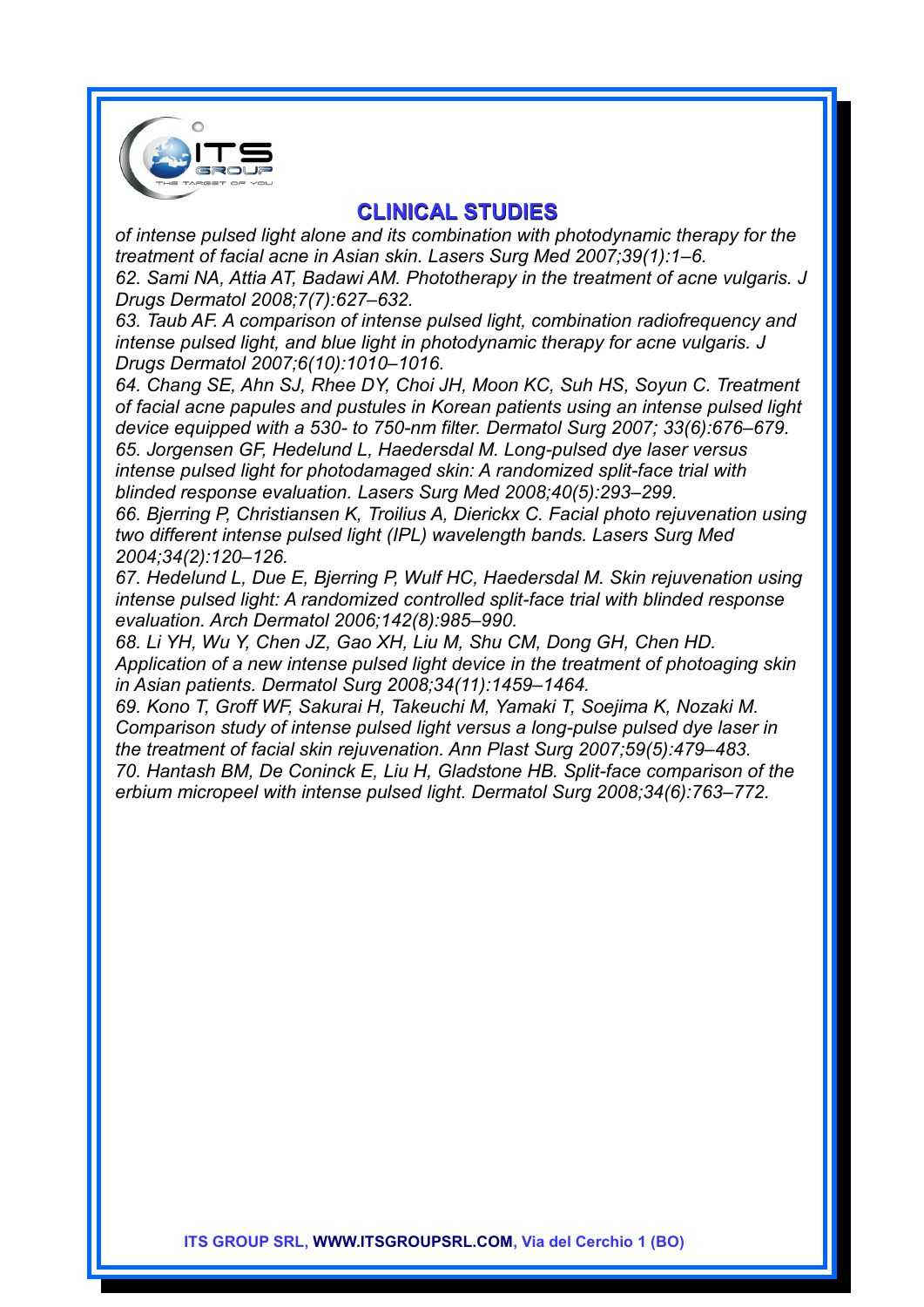## CLINICAL STUDIES

*of intense pulsed light alone and its combination with photodynamic therapy for the treatment of facial acne in Asian skin. Lasers Surg Med 2007;39(1):1–6.*

*62. Sami NA, Attia AT, Badawi AM. Phototherapy in the treatment of acne vulgaris. J Drugs Dermatol 2008;7(7):627–632.*

*63. Taub AF. A comparison of intense pulsed light, combination radiofrequency and intense pulsed light, and blue light in photodynamic therapy for acne vulgaris. J Drugs Dermatol 2007;6(10):1010–1016.*

*64. Chang SE, Ahn SJ, Rhee DY, Choi JH, Moon KC, Suh HS, Soyun C. Treatment of facial acne papules and pustules in Korean patients using an intense pulsed light device equipped with a 530- to 750-nm filter. Dermatol Surg 2007; 33(6):676–679.*

*65. Jorgensen GF, Hedelund L, Haedersdal M. Long-pulsed dye laser versus intense pulsed light for photodamaged skin: A randomized split-face trial with blinded response evaluation. Lasers Surg Med 2008;40(5):293–299.*

*66. Bjerring P, Christiansen K, Troilius A, Dierickx C. Facial photo rejuvenation using two different intense pulsed light (IPL) wavelength bands. Lasers Surg Med 2004;34(2):120–126.*

*67. Hedelund L, Due E, Bjerring P, Wulf HC, Haedersdal M. Skin rejuvenation using intense pulsed light: A randomized controlled split-face trial with blinded response evaluation. Arch Dermatol 2006;142(8):985–990.*

*68. Li YH, Wu Y, Chen JZ, Gao XH, Liu M, Shu CM, Dong GH, Chen HD. Application of a new intense pulsed light device in the treatment of photoaging skin in Asian patients. Dermatol Surg 2008;34(11):1459–1464.*

*69. Kono T, Groff WF, Sakurai H, Takeuchi M, Yamaki T, Soejima K, Nozaki M. Comparison study of intense pulsed light versus a long-pulse pulsed dye laser in the treatment of facial skin rejuvenation. Ann Plast Surg 2007;59(5):479–483.*

*70. Hantash BM, De Coninck E, Liu H, Gladstone HB. Split-face comparison of the erbium micropeel with intense pulsed light. Dermatol Surg 2008;34(6):763–772.*